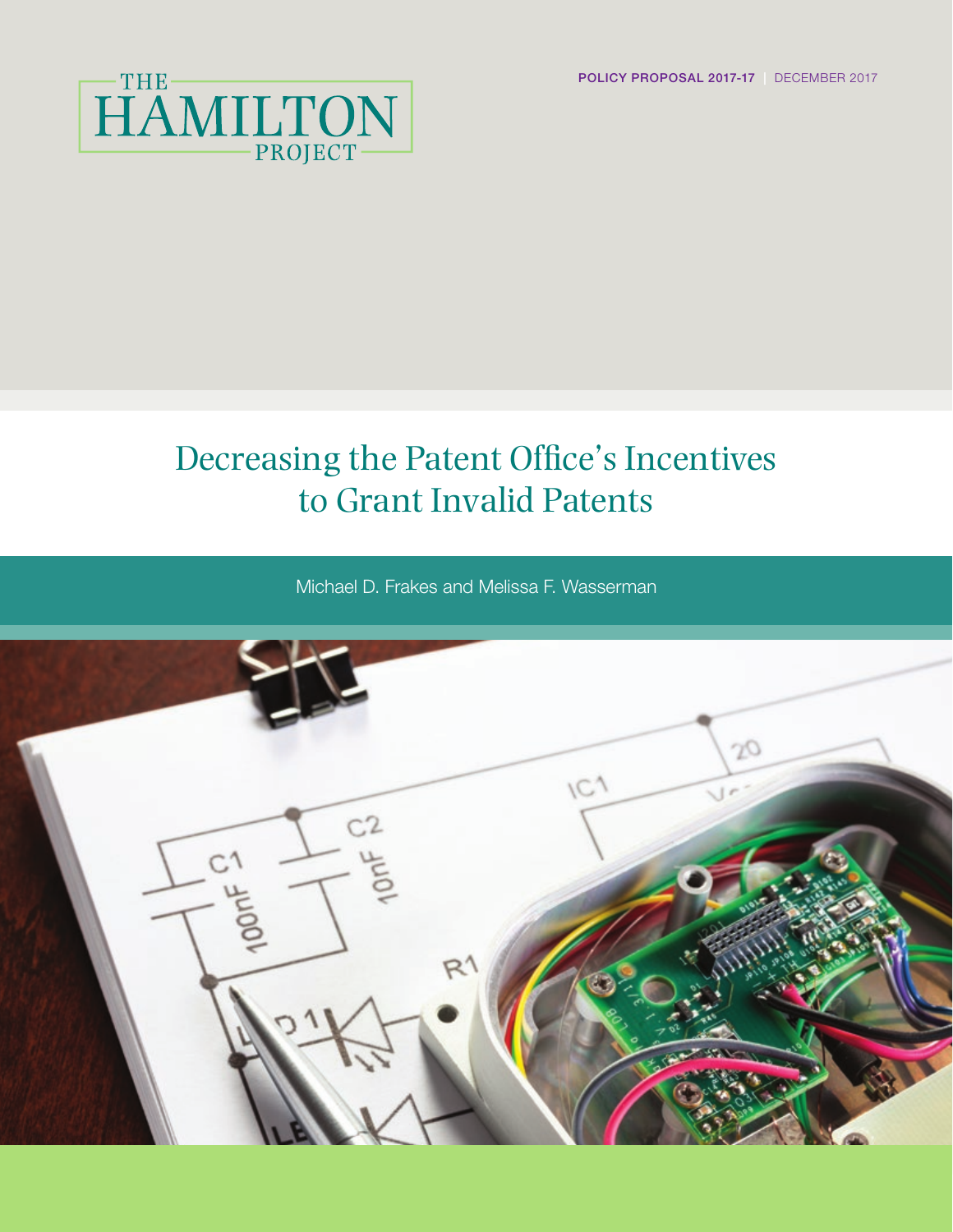THE HAMILTON PROJECT

POLICY PROPOSAL 2017-17 | DECEMBER 2017

# Decreasing the Patent Office's Incentives to Grant Invalid Patents

Michael D. Frakes and Melissa F. Wasserman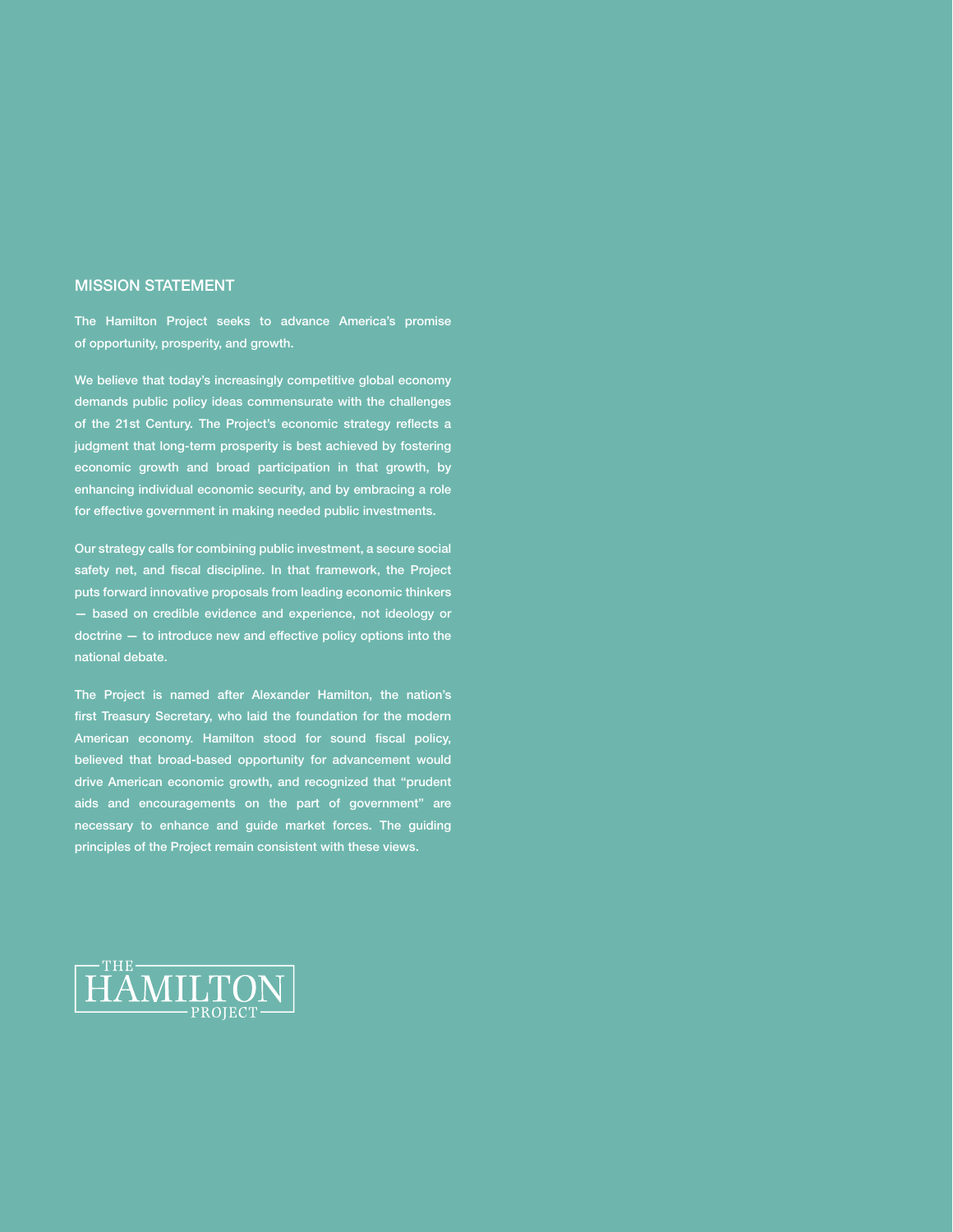## MISSION STATEMENT

The Hamilton Project seeks to advance America's promise of opportunity, prosperity, and growth.

We believe that today's increasingly competitive global economy demands public policy ideas commensurate with the challenges of the 21st Century. The Project's economic strategy reflects a judgment that long-term prosperity is best achieved by fostering economic growth and broad participation in that growth, by enhancing individual economic security, and by embracing a role for effective government in making needed public investments.

Our strategy calls for combining public investment, a secure social safety net, and fiscal discipline. In that framework, the Project puts forward innovative proposals from leading economic thinkers — based on credible evidence and experience, not ideology or doctrine — to introduce new and effective policy options into the national debate.

The Project is named after Alexander Hamilton, the nation's first Treasury Secretary, who laid the foundation for the modern American economy. Hamilton stood for sound fiscal policy, believed that broad-based opportunity for advancement would drive American economic growth, and recognized that "prudent aids and encouragements on the part of government" are necessary to enhance and guide market forces. The guiding principles of the Project remain consistent with these views.

THE HAMILTON PROJECT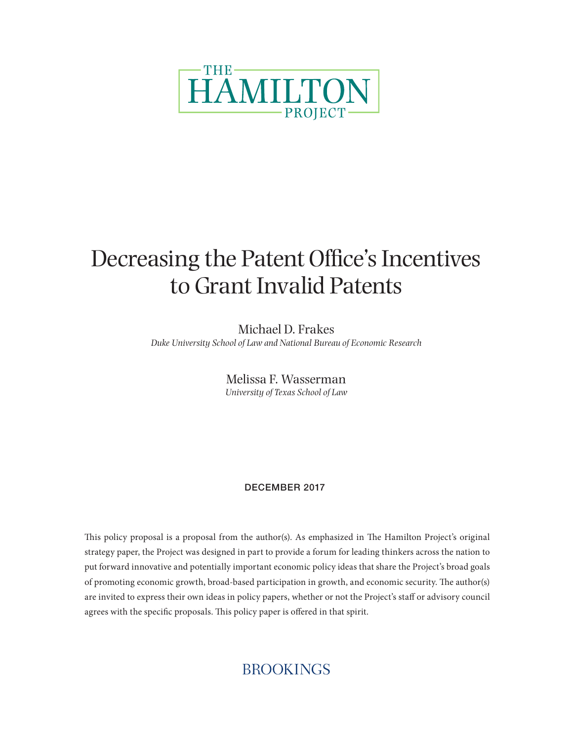THE HAMILTON PROJECT

# Decreasing the Patent Office's Incentives to Grant Invalid Patents

Michael D. Frakes
*Duke University School of Law and National Bureau of Economic Research*

Melissa F. Wasserman
*University of Texas School of Law*

DECEMBER 2017

This policy proposal is a proposal from the author(s). As emphasized in The Hamilton Project's original strategy paper, the Project was designed in part to provide a forum for leading thinkers across the nation to put forward innovative and potentially important economic policy ideas that share the Project's broad goals of promoting economic growth, broad-based participation in growth, and economic security. The author(s) are invited to express their own ideas in policy papers, whether or not the Project's staff or advisory council agrees with the specific proposals. This policy paper is offered in that spirit.

BROOKINGS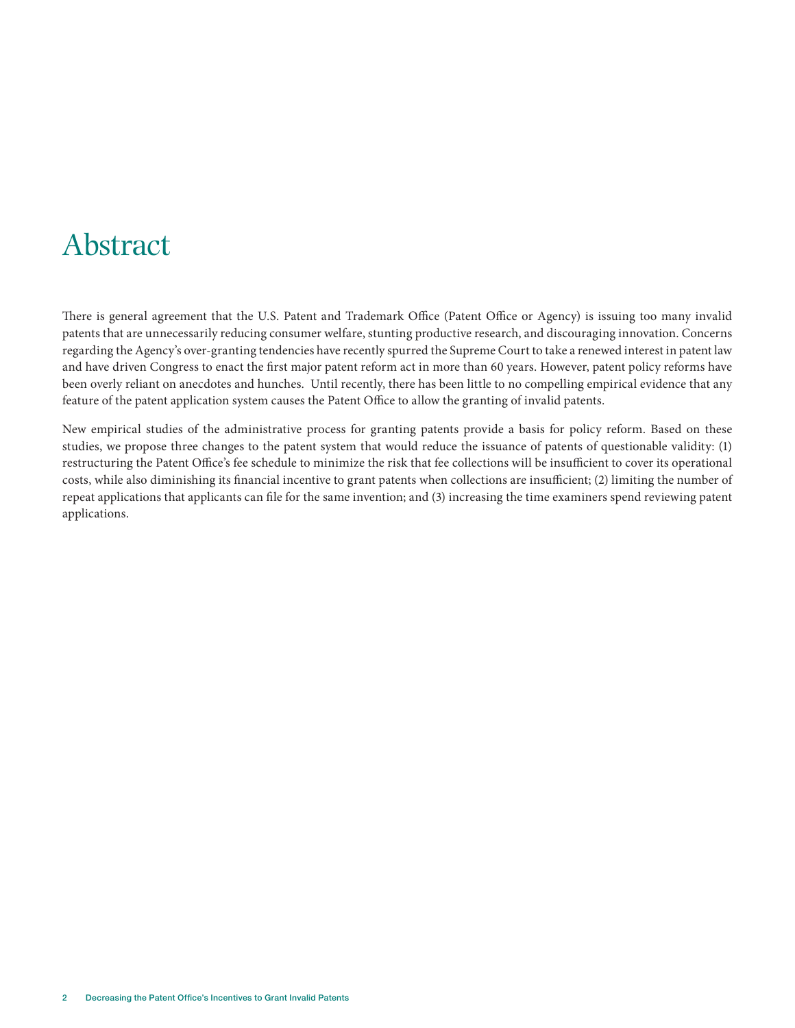# Abstract

There is general agreement that the U.S. Patent and Trademark Office (Patent Office or Agency) is issuing too many invalid patents that are unnecessarily reducing consumer welfare, stunting productive research, and discouraging innovation. Concerns regarding the Agency's over-granting tendencies have recently spurred the Supreme Court to take a renewed interest in patent law and have driven Congress to enact the first major patent reform act in more than 60 years. However, patent policy reforms have been overly reliant on anecdotes and hunches. Until recently, there has been little to no compelling empirical evidence that any feature of the patent application system causes the Patent Office to allow the granting of invalid patents.

New empirical studies of the administrative process for granting patents provide a basis for policy reform. Based on these studies, we propose three changes to the patent system that would reduce the issuance of patents of questionable validity: (1) restructuring the Patent Office's fee schedule to minimize the risk that fee collections will be insufficient to cover its operational costs, while also diminishing its financial incentive to grant patents when collections are insufficient; (2) limiting the number of repeat applications that applicants can file for the same invention; and (3) increasing the time examiners spend reviewing patent applications.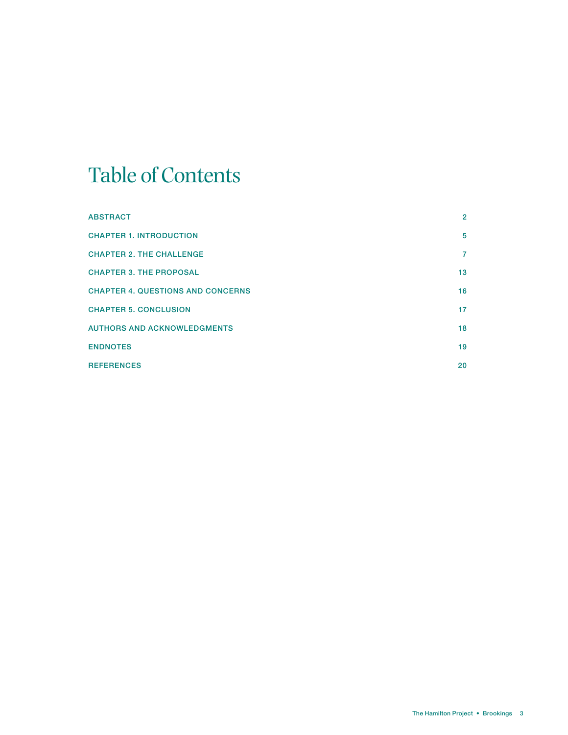# Table of Contents

| | |
|---|---|
| ABSTRACT | 2 |
| CHAPTER 1. INTRODUCTION | 5 |
| CHAPTER 2. THE CHALLENGE | 7 |
| CHAPTER 3. THE PROPOSAL | 13 |
| CHAPTER 4. QUESTIONS AND CONCERNS | 16 |
| CHAPTER 5. CONCLUSION | 17 |
| AUTHORS AND ACKNOWLEDGMENTS | 18 |
| ENDNOTES | 19 |
| REFERENCES | 20 |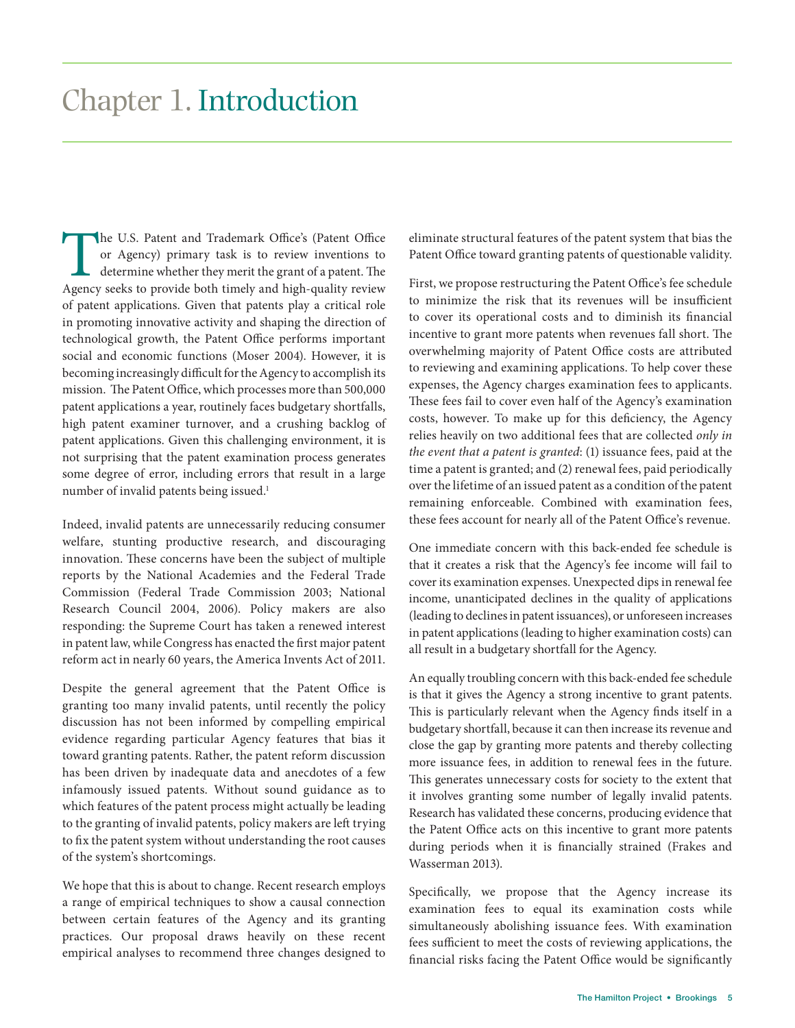# Chapter 1. Introduction

The U.S. Patent and Trademark Office's (Patent Office or Agency) primary task is to review inventions to determine whether they merit the grant of a patent. The Agency seeks to provide both timely and high-quality review of patent applications. Given that patents play a critical role in promoting innovative activity and shaping the direction of technological growth, the Patent Office performs important social and economic functions (Moser 2004). However, it is becoming increasingly difficult for the Agency to accomplish its mission. The Patent Office, which processes more than 500,000 patent applications a year, routinely faces budgetary shortfalls, high patent examiner turnover, and a crushing backlog of patent applications. Given this challenging environment, it is not surprising that the patent examination process generates some degree of error, including errors that result in a large number of invalid patents being issued.[1]

Indeed, invalid patents are unnecessarily reducing consumer welfare, stunting productive research, and discouraging innovation. These concerns have been the subject of multiple reports by the National Academies and the Federal Trade Commission (Federal Trade Commission 2003; National Research Council 2004, 2006). Policy makers are also responding: the Supreme Court has taken a renewed interest in patent law, while Congress has enacted the first major patent reform act in nearly 60 years, the America Invents Act of 2011.

Despite the general agreement that the Patent Office is granting too many invalid patents, until recently the policy discussion has not been informed by compelling empirical evidence regarding particular Agency features that bias it toward granting patents. Rather, the patent reform discussion has been driven by inadequate data and anecdotes of a few infamously issued patents. Without sound guidance as to which features of the patent process might actually be leading to the granting of invalid patents, policy makers are left trying to fix the patent system without understanding the root causes of the system's shortcomings.

We hope that this is about to change. Recent research employs a range of empirical techniques to show a causal connection between certain features of the Agency and its granting practices. Our proposal draws heavily on these recent empirical analyses to recommend three changes designed to eliminate structural features of the patent system that bias the Patent Office toward granting patents of questionable validity.

First, we propose restructuring the Patent Office's fee schedule to minimize the risk that its revenues will be insufficient to cover its operational costs and to diminish its financial incentive to grant more patents when revenues fall short. The overwhelming majority of Patent Office costs are attributed to reviewing and examining applications. To help cover these expenses, the Agency charges examination fees to applicants. These fees fail to cover even half of the Agency's examination costs, however. To make up for this deficiency, the Agency relies heavily on two additional fees that are collected *only in the event that a patent is granted*: (1) issuance fees, paid at the time a patent is granted; and (2) renewal fees, paid periodically over the lifetime of an issued patent as a condition of the patent remaining enforceable. Combined with examination fees, these fees account for nearly all of the Patent Office's revenue.

One immediate concern with this back-ended fee schedule is that it creates a risk that the Agency's fee income will fail to cover its examination expenses. Unexpected dips in renewal fee income, unanticipated declines in the quality of applications (leading to declines in patent issuances), or unforeseen increases in patent applications (leading to higher examination costs) can all result in a budgetary shortfall for the Agency.

An equally troubling concern with this back-ended fee schedule is that it gives the Agency a strong incentive to grant patents. This is particularly relevant when the Agency finds itself in a budgetary shortfall, because it can then increase its revenue and close the gap by granting more patents and thereby collecting more issuance fees, in addition to renewal fees in the future. This generates unnecessary costs for society to the extent that it involves granting some number of legally invalid patents. Research has validated these concerns, producing evidence that the Patent Office acts on this incentive to grant more patents during periods when it is financially strained (Frakes and Wasserman 2013).

Specifically, we propose that the Agency increase its examination fees to equal its examination costs while simultaneously abolishing issuance fees. With examination fees sufficient to meet the costs of reviewing applications, the financial risks facing the Patent Office would be significantly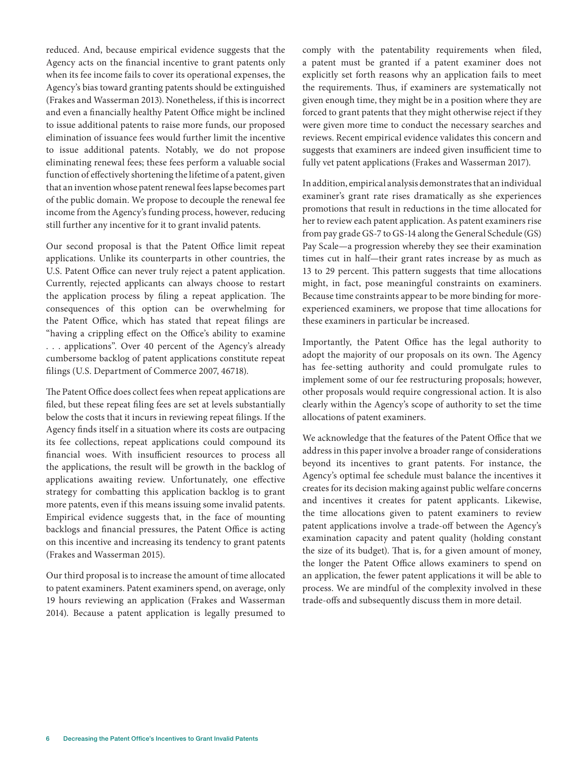reduced. And, because empirical evidence suggests that the Agency acts on the financial incentive to grant patents only when its fee income fails to cover its operational expenses, the Agency's bias toward granting patents should be extinguished (Frakes and Wasserman 2013). Nonetheless, if this is incorrect and even a financially healthy Patent Office might be inclined to issue additional patents to raise more funds, our proposed elimination of issuance fees would further limit the incentive to issue additional patents. Notably, we do not propose eliminating renewal fees; these fees perform a valuable social function of effectively shortening the lifetime of a patent, given that an invention whose patent renewal fees lapse becomes part of the public domain. We propose to decouple the renewal fee income from the Agency's funding process, however, reducing still further any incentive for it to grant invalid patents.

Our second proposal is that the Patent Office limit repeat applications. Unlike its counterparts in other countries, the U.S. Patent Office can never truly reject a patent application. Currently, rejected applicants can always choose to restart the application process by filing a repeat application. The consequences of this option can be overwhelming for the Patent Office, which has stated that repeat filings are "having a crippling effect on the Office's ability to examine . . . applications". Over 40 percent of the Agency's already cumbersome backlog of patent applications constitute repeat filings (U.S. Department of Commerce 2007, 46718).

The Patent Office does collect fees when repeat applications are filed, but these repeat filing fees are set at levels substantially below the costs that it incurs in reviewing repeat filings. If the Agency finds itself in a situation where its costs are outpacing its fee collections, repeat applications could compound its financial woes. With insufficient resources to process all the applications, the result will be growth in the backlog of applications awaiting review. Unfortunately, one effective strategy for combatting this application backlog is to grant more patents, even if this means issuing some invalid patents. Empirical evidence suggests that, in the face of mounting backlogs and financial pressures, the Patent Office is acting on this incentive and increasing its tendency to grant patents (Frakes and Wasserman 2015).

Our third proposal is to increase the amount of time allocated to patent examiners. Patent examiners spend, on average, only 19 hours reviewing an application (Frakes and Wasserman 2014). Because a patent application is legally presumed to comply with the patentability requirements when filed, a patent must be granted if a patent examiner does not explicitly set forth reasons why an application fails to meet the requirements. Thus, if examiners are systematically not given enough time, they might be in a position where they are forced to grant patents that they might otherwise reject if they were given more time to conduct the necessary searches and reviews. Recent empirical evidence validates this concern and suggests that examiners are indeed given insufficient time to fully vet patent applications (Frakes and Wasserman 2017).

In addition, empirical analysis demonstrates that an individual examiner's grant rate rises dramatically as she experiences promotions that result in reductions in the time allocated for her to review each patent application. As patent examiners rise from pay grade GS-7 to GS-14 along the General Schedule (GS) Pay Scale—a progression whereby they see their examination times cut in half—their grant rates increase by as much as 13 to 29 percent. This pattern suggests that time allocations might, in fact, pose meaningful constraints on examiners. Because time constraints appear to be more binding for more-experienced examiners, we propose that time allocations for these examiners in particular be increased.

Importantly, the Patent Office has the legal authority to adopt the majority of our proposals on its own. The Agency has fee-setting authority and could promulgate rules to implement some of our fee restructuring proposals; however, other proposals would require congressional action. It is also clearly within the Agency's scope of authority to set the time allocations of patent examiners.

We acknowledge that the features of the Patent Office that we address in this paper involve a broader range of considerations beyond its incentives to grant patents. For instance, the Agency's optimal fee schedule must balance the incentives it creates for its decision making against public welfare concerns and incentives it creates for patent applicants. Likewise, the time allocations given to patent examiners to review patent applications involve a trade-off between the Agency's examination capacity and patent quality (holding constant the size of its budget). That is, for a given amount of money, the longer the Patent Office allows examiners to spend on an application, the fewer patent applications it will be able to process. We are mindful of the complexity involved in these trade-offs and subsequently discuss them in more detail.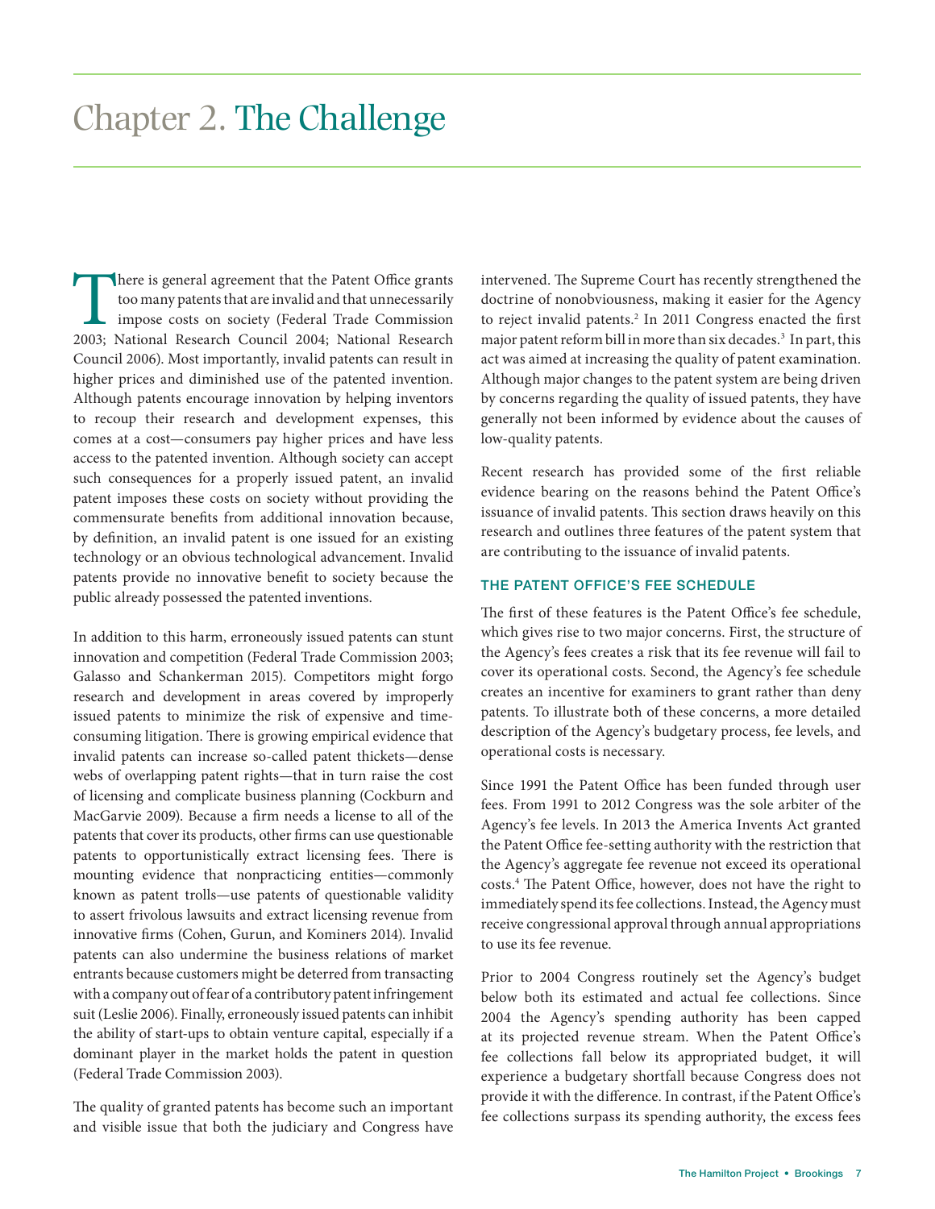# Chapter 2. The Challenge

There is general agreement that the Patent Office grants too many patents that are invalid and that unnecessarily impose costs on society (Federal Trade Commission 2003; National Research Council 2004; National Research Council 2006). Most importantly, invalid patents can result in higher prices and diminished use of the patented invention. Although patents encourage innovation by helping inventors to recoup their research and development expenses, this comes at a cost—consumers pay higher prices and have less access to the patented invention. Although society can accept such consequences for a properly issued patent, an invalid patent imposes these costs on society without providing the commensurate benefits from additional innovation because, by definition, an invalid patent is one issued for an existing technology or an obvious technological advancement. Invalid patents provide no innovative benefit to society because the public already possessed the patented inventions.

In addition to this harm, erroneously issued patents can stunt innovation and competition (Federal Trade Commission 2003; Galasso and Schankerman 2015). Competitors might forgo research and development in areas covered by improperly issued patents to minimize the risk of expensive and time-consuming litigation. There is growing empirical evidence that invalid patents can increase so-called patent thickets—dense webs of overlapping patent rights—that in turn raise the cost of licensing and complicate business planning (Cockburn and MacGarvie 2009). Because a firm needs a license to all of the patents that cover its products, other firms can use questionable patents to opportunistically extract licensing fees. There is mounting evidence that nonpracticing entities—commonly known as patent trolls—use patents of questionable validity to assert frivolous lawsuits and extract licensing revenue from innovative firms (Cohen, Gurun, and Kominers 2014). Invalid patents can also undermine the business relations of market entrants because customers might be deterred from transacting with a company out of fear of a contributory patent infringement suit (Leslie 2006). Finally, erroneously issued patents can inhibit the ability of start-ups to obtain venture capital, especially if a dominant player in the market holds the patent in question (Federal Trade Commission 2003).

The quality of granted patents has become such an important and visible issue that both the judiciary and Congress have intervened. The Supreme Court has recently strengthened the doctrine of nonobviousness, making it easier for the Agency to reject invalid patents.[2] In 2011 Congress enacted the first major patent reform bill in more than six decades.[3] In part, this act was aimed at increasing the quality of patent examination. Although major changes to the patent system are being driven by concerns regarding the quality of issued patents, they have generally not been informed by evidence about the causes of low-quality patents.

Recent research has provided some of the first reliable evidence bearing on the reasons behind the Patent Office's issuance of invalid patents. This section draws heavily on this research and outlines three features of the patent system that are contributing to the issuance of invalid patents.

### THE PATENT OFFICE'S FEE SCHEDULE

The first of these features is the Patent Office's fee schedule, which gives rise to two major concerns. First, the structure of the Agency's fees creates a risk that its fee revenue will fail to cover its operational costs. Second, the Agency's fee schedule creates an incentive for examiners to grant rather than deny patents. To illustrate both of these concerns, a more detailed description of the Agency's budgetary process, fee levels, and operational costs is necessary.

Since 1991 the Patent Office has been funded through user fees. From 1991 to 2012 Congress was the sole arbiter of the Agency's fee levels. In 2013 the America Invents Act granted the Patent Office fee-setting authority with the restriction that the Agency's aggregate fee revenue not exceed its operational costs.[4] The Patent Office, however, does not have the right to immediately spend its fee collections. Instead, the Agency must receive congressional approval through annual appropriations to use its fee revenue.

Prior to 2004 Congress routinely set the Agency's budget below both its estimated and actual fee collections. Since 2004 the Agency's spending authority has been capped at its projected revenue stream. When the Patent Office's fee collections fall below its appropriated budget, it will experience a budgetary shortfall because Congress does not provide it with the difference. In contrast, if the Patent Office's fee collections surpass its spending authority, the excess fees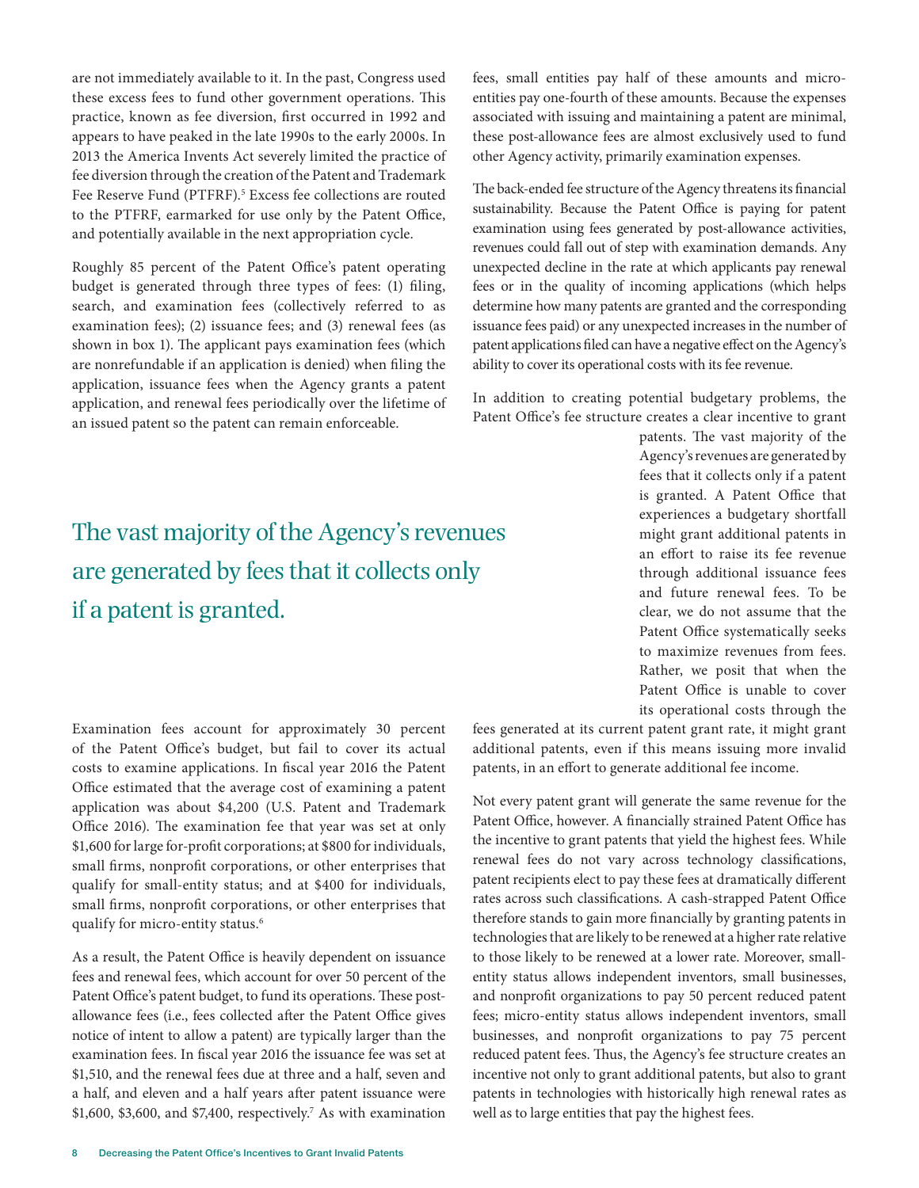are not immediately available to it. In the past, Congress used these excess fees to fund other government operations. This practice, known as fee diversion, first occurred in 1992 and appears to have peaked in the late 1990s to the early 2000s. In 2013 the America Invents Act severely limited the practice of fee diversion through the creation of the Patent and Trademark Fee Reserve Fund (PTFRF).[5] Excess fee collections are routed to the PTFRF, earmarked for use only by the Patent Office, and potentially available in the next appropriation cycle.

Roughly 85 percent of the Patent Office's patent operating budget is generated through three types of fees: (1) filing, search, and examination fees (collectively referred to as examination fees); (2) issuance fees; and (3) renewal fees (as shown in box 1). The applicant pays examination fees (which are nonrefundable if an application is denied) when filing the application, issuance fees when the Agency grants a patent application, and renewal fees periodically over the lifetime of an issued patent so the patent can remain enforceable.

> The vast majority of the Agency's revenues are generated by fees that it collects only if a patent is granted.

Examination fees account for approximately 30 percent of the Patent Office's budget, but fail to cover its actual costs to examine applications. In fiscal year 2016 the Patent Office estimated that the average cost of examining a patent application was about \$4,200 (U.S. Patent and Trademark Office 2016). The examination fee that year was set at only \$1,600 for large for-profit corporations; at \$800 for individuals, small firms, nonprofit corporations, or other enterprises that qualify for small-entity status; and at \$400 for individuals, small firms, nonprofit corporations, or other enterprises that qualify for micro-entity status.[6]

As a result, the Patent Office is heavily dependent on issuance fees and renewal fees, which account for over 50 percent of the Patent Office's patent budget, to fund its operations. These post-allowance fees (i.e., fees collected after the Patent Office gives notice of intent to allow a patent) are typically larger than the examination fees. In fiscal year 2016 the issuance fee was set at \$1,510, and the renewal fees due at three and a half, seven and a half, and eleven and a half years after patent issuance were \$1,600, \$3,600, and \$7,400, respectively.[7] As with examination fees, small entities pay half of these amounts and micro-entities pay one-fourth of these amounts. Because the expenses associated with issuing and maintaining a patent are minimal, these post-allowance fees are almost exclusively used to fund other Agency activity, primarily examination expenses.

The back-ended fee structure of the Agency threatens its financial sustainability. Because the Patent Office is paying for patent examination using fees generated by post-allowance activities, revenues could fall out of step with examination demands. Any unexpected decline in the rate at which applicants pay renewal fees or in the quality of incoming applications (which helps determine how many patents are granted and the corresponding issuance fees paid) or any unexpected increases in the number of patent applications filed can have a negative effect on the Agency's ability to cover its operational costs with its fee revenue.

In addition to creating potential budgetary problems, the Patent Office's fee structure creates a clear incentive to grant patents. The vast majority of the Agency's revenues are generated by fees that it collects only if a patent is granted. A Patent Office that experiences a budgetary shortfall might grant additional patents in an effort to raise its fee revenue through additional issuance fees and future renewal fees. To be clear, we do not assume that the Patent Office systematically seeks to maximize revenues from fees. Rather, we posit that when the Patent Office is unable to cover its operational costs through the fees generated at its current patent grant rate, it might grant additional patents, even if this means issuing more invalid patents, in an effort to generate additional fee income.

Not every patent grant will generate the same revenue for the Patent Office, however. A financially strained Patent Office has the incentive to grant patents that yield the highest fees. While renewal fees do not vary across technology classifications, patent recipients elect to pay these fees at dramatically different rates across such classifications. A cash-strapped Patent Office therefore stands to gain more financially by granting patents in technologies that are likely to be renewed at a higher rate relative to those likely to be renewed at a lower rate. Moreover, small-entity status allows independent inventors, small businesses, and nonprofit organizations to pay 50 percent reduced patent fees; micro-entity status allows independent inventors, small businesses, and nonprofit organizations to pay 75 percent reduced patent fees. Thus, the Agency's fee structure creates an incentive not only to grant additional patents, but also to grant patents in technologies with historically high renewal rates as well as to large entities that pay the highest fees.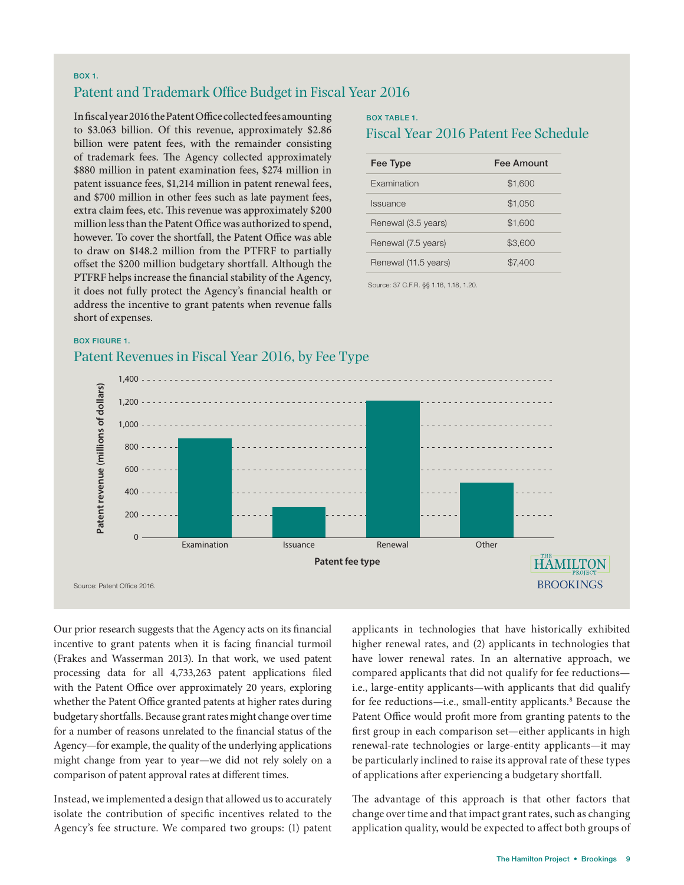BOX 1.

## Patent and Trademark Office Budget in Fiscal Year 2016

In fiscal year 2016 the Patent Office collected fees amounting to $3.063 billion. Of this revenue, approximately $2.86 billion were patent fees, with the remainder consisting of trademark fees. The Agency collected approximately $880 million in patent examination fees, $274 million in patent issuance fees, $1,214 million in patent renewal fees, and $700 million in other fees such as late payment fees, extra claim fees, etc. This revenue was approximately $200 million less than the Patent Office was authorized to spend, however. To cover the shortfall, the Patent Office was able to draw on $148.2 million from the PTFRF to partially offset the $200 million budgetary shortfall. Although the PTFRF helps increase the financial stability of the Agency, it does not fully protect the Agency's financial health or address the incentive to grant patents when revenue falls short of expenses.

BOX TABLE 1.

### Fiscal Year 2016 Patent Fee Schedule

| Fee Type | Fee Amount |
|---|---|
| Examination | $1,600 |
| Issuance | $1,050 |
| Renewal (3.5 years) | $1,600 |
| Renewal (7.5 years) | $3,600 |
| Renewal (11.5 years) | $7,400 |

Source: 37 C.F.R. §§ 1.16, 1.18, 1.20.

BOX FIGURE 1.

### Patent Revenues in Fiscal Year 2016, by Fee Type

Source: Patent Office 2016.

Our prior research suggests that the Agency acts on its financial incentive to grant patents when it is facing financial turmoil (Frakes and Wasserman 2013). In that work, we used patent processing data for all 4,733,263 patent applications filed with the Patent Office over approximately 20 years, exploring whether the Patent Office granted patents at higher rates during budgetary shortfalls. Because grant rates might change over time for a number of reasons unrelated to the financial status of the Agency—for example, the quality of the underlying applications might change from year to year—we did not rely solely on a comparison of patent approval rates at different times.

Instead, we implemented a design that allowed us to accurately isolate the contribution of specific incentives related to the Agency's fee structure. We compared two groups: (1) patent applicants in technologies that have historically exhibited higher renewal rates, and (2) applicants in technologies that have lower renewal rates. In an alternative approach, we compared applicants that did not qualify for fee reductions—i.e., large-entity applicants—with applicants that did qualify for fee reductions—i.e., small-entity applicants.[8] Because the Patent Office would profit more from granting patents to the first group in each comparison set—either applicants in high renewal-rate technologies or large-entity applicants—it may be particularly inclined to raise its approval rate of these types of applications after experiencing a budgetary shortfall.

The advantage of this approach is that other factors that change over time and that impact grant rates, such as changing application quality, would be expected to affect both groups of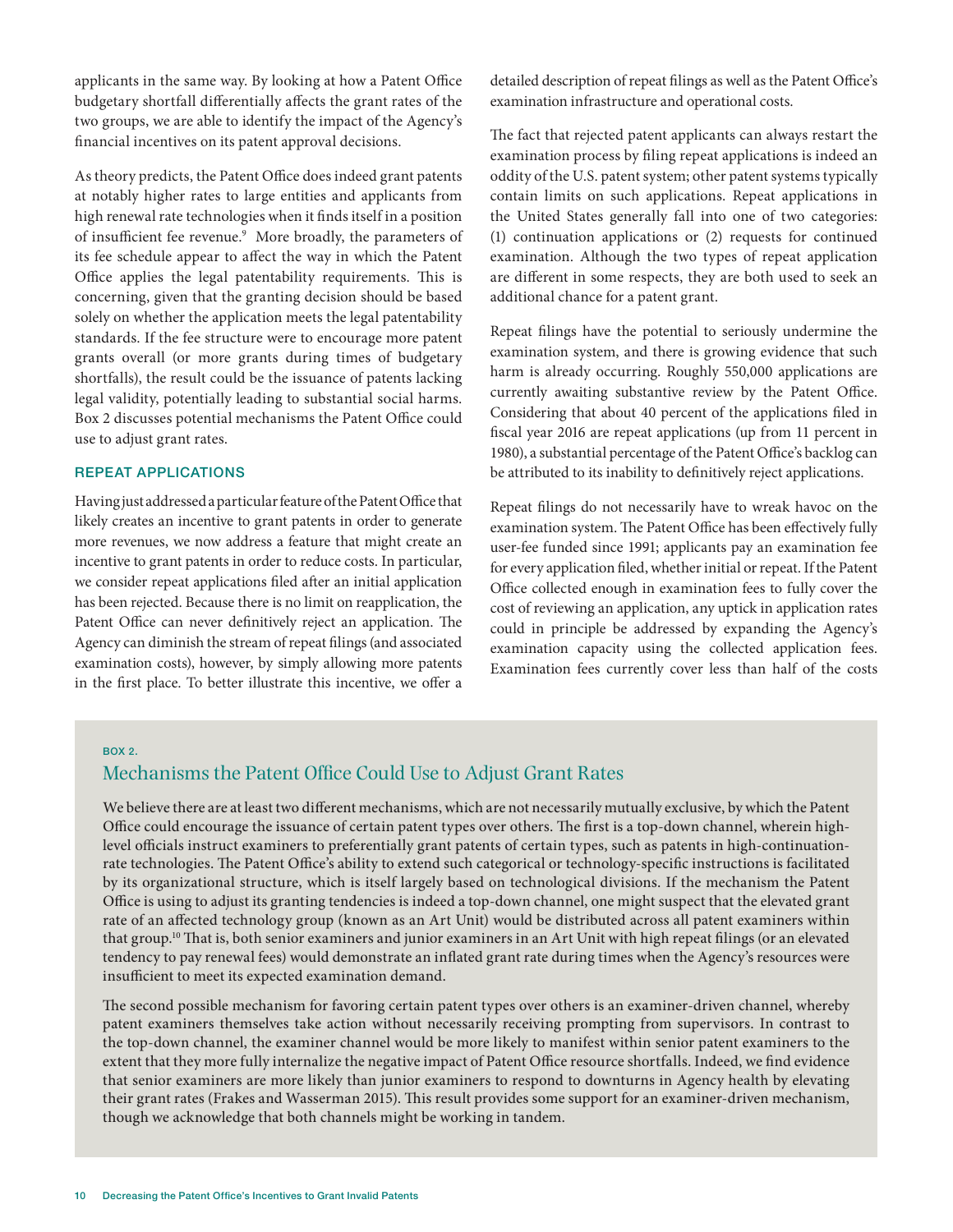applicants in the same way. By looking at how a Patent Office budgetary shortfall differentially affects the grant rates of the two groups, we are able to identify the impact of the Agency's financial incentives on its patent approval decisions.

As theory predicts, the Patent Office does indeed grant patents at notably higher rates to large entities and applicants from high renewal rate technologies when it finds itself in a position of insufficient fee revenue.[9] More broadly, the parameters of its fee schedule appear to affect the way in which the Patent Office applies the legal patentability requirements. This is concerning, given that the granting decision should be based solely on whether the application meets the legal patentability standards. If the fee structure were to encourage more patent grants overall (or more grants during times of budgetary shortfalls), the result could be the issuance of patents lacking legal validity, potentially leading to substantial social harms. Box 2 discusses potential mechanisms the Patent Office could use to adjust grant rates.

### REPEAT APPLICATIONS

Having just addressed a particular feature of the Patent Office that likely creates an incentive to grant patents in order to generate more revenues, we now address a feature that might create an incentive to grant patents in order to reduce costs. In particular, we consider repeat applications filed after an initial application has been rejected. Because there is no limit on reapplication, the Patent Office can never definitively reject an application. The Agency can diminish the stream of repeat filings (and associated examination costs), however, by simply allowing more patents in the first place. To better illustrate this incentive, we offer a detailed description of repeat filings as well as the Patent Office's examination infrastructure and operational costs.

The fact that rejected patent applicants can always restart the examination process by filing repeat applications is indeed an oddity of the U.S. patent system; other patent systems typically contain limits on such applications. Repeat applications in the United States generally fall into one of two categories: (1) continuation applications or (2) requests for continued examination. Although the two types of repeat application are different in some respects, they are both used to seek an additional chance for a patent grant.

Repeat filings have the potential to seriously undermine the examination system, and there is growing evidence that such harm is already occurring. Roughly 550,000 applications are currently awaiting substantive review by the Patent Office. Considering that about 40 percent of the applications filed in fiscal year 2016 are repeat applications (up from 11 percent in 1980), a substantial percentage of the Patent Office's backlog can be attributed to its inability to definitively reject applications.

Repeat filings do not necessarily have to wreak havoc on the examination system. The Patent Office has been effectively fully user-fee funded since 1991; applicants pay an examination fee for every application filed, whether initial or repeat. If the Patent Office collected enough in examination fees to fully cover the cost of reviewing an application, any uptick in application rates could in principle be addressed by expanding the Agency's examination capacity using the collected application fees. Examination fees currently cover less than half of the costs

BOX 2.

## Mechanisms the Patent Office Could Use to Adjust Grant Rates

We believe there are at least two different mechanisms, which are not necessarily mutually exclusive, by which the Patent Office could encourage the issuance of certain patent types over others. The first is a top-down channel, wherein high-level officials instruct examiners to preferentially grant patents of certain types, such as patents in high-continuation-rate technologies. The Patent Office's ability to extend such categorical or technology-specific instructions is facilitated by its organizational structure, which is itself largely based on technological divisions. If the mechanism the Patent Office is using to adjust its granting tendencies is indeed a top-down channel, one might suspect that the elevated grant rate of an affected technology group (known as an Art Unit) would be distributed across all patent examiners within that group.[10] That is, both senior examiners and junior examiners in an Art Unit with high repeat filings (or an elevated tendency to pay renewal fees) would demonstrate an inflated grant rate during times when the Agency's resources were insufficient to meet its expected examination demand.

The second possible mechanism for favoring certain patent types over others is an examiner-driven channel, whereby patent examiners themselves take action without necessarily receiving prompting from supervisors. In contrast to the top-down channel, the examiner channel would be more likely to manifest within senior patent examiners to the extent that they more fully internalize the negative impact of Patent Office resource shortfalls. Indeed, we find evidence that senior examiners are more likely than junior examiners to respond to downturns in Agency health by elevating their grant rates (Frakes and Wasserman 2015). This result provides some support for an examiner-driven mechanism, though we acknowledge that both channels might be working in tandem.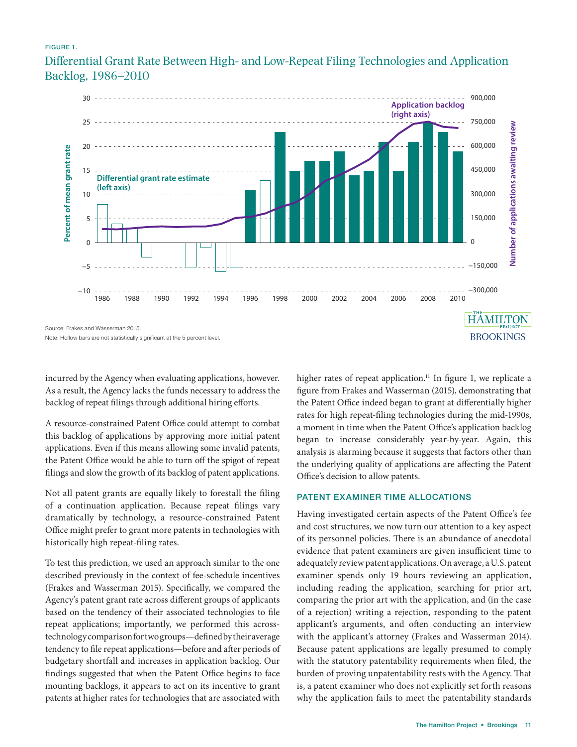FIGURE 1.

Differential Grant Rate Between High- and Low-Repeat Filing Technologies and Application Backlog, 1986–2010

Source: Frakes and Wasserman 2015.

Note: Hollow bars are not statistically significant at the 5 percent level.

incurred by the Agency when evaluating applications, however. As a result, the Agency lacks the funds necessary to address the backlog of repeat filings through additional hiring efforts.

A resource-constrained Patent Office could attempt to combat this backlog of applications by approving more initial patent applications. Even if this means allowing some invalid patents, the Patent Office would be able to turn off the spigot of repeat filings and slow the growth of its backlog of patent applications.

Not all patent grants are equally likely to forestall the filing of a continuation application. Because repeat filings vary dramatically by technology, a resource-constrained Patent Office might prefer to grant more patents in technologies with historically high repeat-filing rates.

To test this prediction, we used an approach similar to the one described previously in the context of fee-schedule incentives (Frakes and Wasserman 2015). Specifically, we compared the Agency's patent grant rate across different groups of applicants based on the tendency of their associated technologies to file repeat applications; importantly, we performed this across-technology comparison for two groups—defined by their average tendency to file repeat applications—before and after periods of budgetary shortfall and increases in application backlog. Our findings suggested that when the Patent Office begins to face mounting backlogs, it appears to act on its incentive to grant patents at higher rates for technologies that are associated with higher rates of repeat application.[11] In figure 1, we replicate a figure from Frakes and Wasserman (2015), demonstrating that the Patent Office indeed began to grant at differentially higher rates for high repeat-filing technologies during the mid-1990s, a moment in time when the Patent Office's application backlog began to increase considerably year-by-year. Again, this analysis is alarming because it suggests that factors other than the underlying quality of applications are affecting the Patent Office's decision to allow patents.

## PATENT EXAMINER TIME ALLOCATIONS

Having investigated certain aspects of the Patent Office's fee and cost structures, we now turn our attention to a key aspect of its personnel policies. There is an abundance of anecdotal evidence that patent examiners are given insufficient time to adequately review patent applications. On average, a U.S. patent examiner spends only 19 hours reviewing an application, including reading the application, searching for prior art, comparing the prior art with the application, and (in the case of a rejection) writing a rejection, responding to the patent applicant's arguments, and often conducting an interview with the applicant's attorney (Frakes and Wasserman 2014). Because patent applications are legally presumed to comply with the statutory patentability requirements when filed, the burden of proving unpatentability rests with the Agency. That is, a patent examiner who does not explicitly set forth reasons why the application fails to meet the patentability standards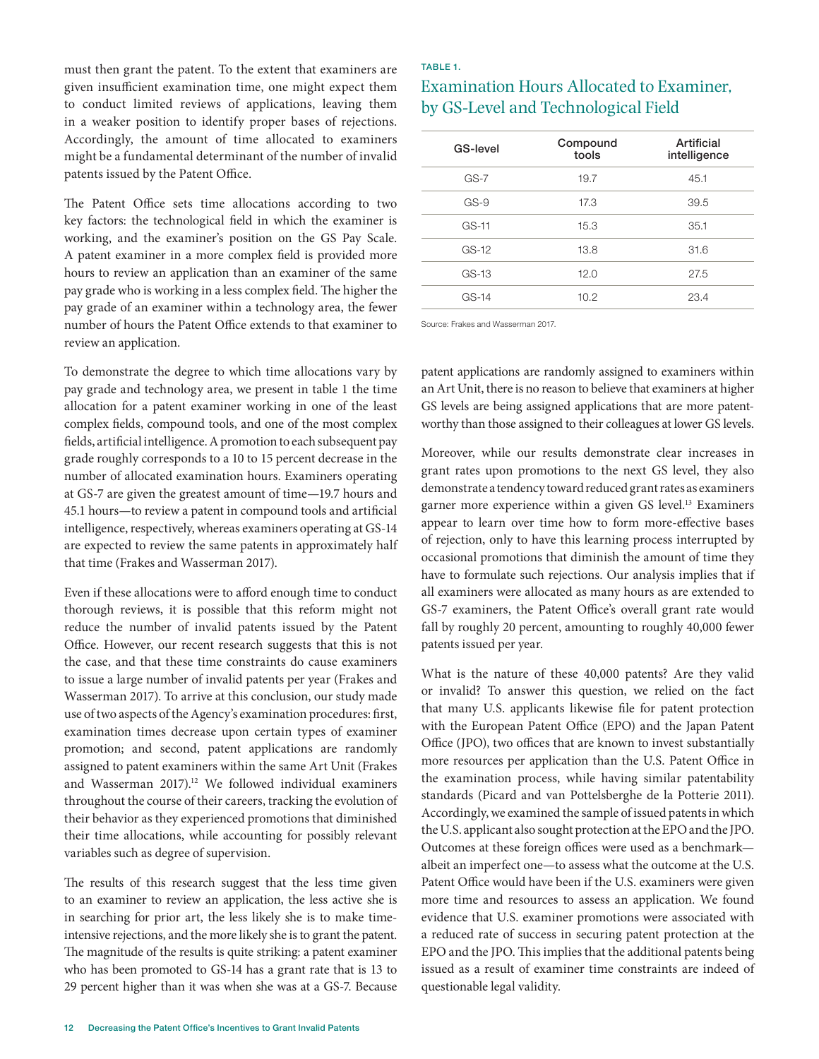must then grant the patent. To the extent that examiners are given insufficient examination time, one might expect them to conduct limited reviews of applications, leaving them in a weaker position to identify proper bases of rejections. Accordingly, the amount of time allocated to examiners might be a fundamental determinant of the number of invalid patents issued by the Patent Office.

The Patent Office sets time allocations according to two key factors: the technological field in which the examiner is working, and the examiner's position on the GS Pay Scale. A patent examiner in a more complex field is provided more hours to review an application than an examiner of the same pay grade who is working in a less complex field. The higher the pay grade of an examiner within a technology area, the fewer number of hours the Patent Office extends to that examiner to review an application.

To demonstrate the degree to which time allocations vary by pay grade and technology area, we present in table 1 the time allocation for a patent examiner working in one of the least complex fields, compound tools, and one of the most complex fields, artificial intelligence. A promotion to each subsequent pay grade roughly corresponds to a 10 to 15 percent decrease in the number of allocated examination hours. Examiners operating at GS-7 are given the greatest amount of time—19.7 hours and 45.1 hours—to review a patent in compound tools and artificial intelligence, respectively, whereas examiners operating at GS-14 are expected to review the same patents in approximately half that time (Frakes and Wasserman 2017).

Even if these allocations were to afford enough time to conduct thorough reviews, it is possible that this reform might not reduce the number of invalid patents issued by the Patent Office. However, our recent research suggests that this is not the case, and that these time constraints do cause examiners to issue a large number of invalid patents per year (Frakes and Wasserman 2017). To arrive at this conclusion, our study made use of two aspects of the Agency's examination procedures: first, examination times decrease upon certain types of examiner promotion; and second, patent applications are randomly assigned to patent examiners within the same Art Unit (Frakes and Wasserman 2017).[12] We followed individual examiners throughout the course of their careers, tracking the evolution of their behavior as they experienced promotions that diminished their time allocations, while accounting for possibly relevant variables such as degree of supervision.

The results of this research suggest that the less time given to an examiner to review an application, the less active she is in searching for prior art, the less likely she is to make time-intensive rejections, and the more likely she is to grant the patent. The magnitude of the results is quite striking: a patent examiner who has been promoted to GS-14 has a grant rate that is 13 to 29 percent higher than it was when she was at a GS-7. Because patent applications are randomly assigned to examiners within an Art Unit, there is no reason to believe that examiners at higher GS levels are being assigned applications that are more patent-worthy than those assigned to their colleagues at lower GS levels.

Moreover, while our results demonstrate clear increases in grant rates upon promotions to the next GS level, they also demonstrate a tendency toward reduced grant rates as examiners garner more experience within a given GS level.[13] Examiners appear to learn over time how to form more-effective bases of rejection, only to have this learning process interrupted by occasional promotions that diminish the amount of time they have to formulate such rejections. Our analysis implies that if all examiners were allocated as many hours as are extended to GS-7 examiners, the Patent Office's overall grant rate would fall by roughly 20 percent, amounting to roughly 40,000 fewer patents issued per year.

What is the nature of these 40,000 patents? Are they valid or invalid? To answer this question, we relied on the fact that many U.S. applicants likewise file for patent protection with the European Patent Office (EPO) and the Japan Patent Office (JPO), two offices that are known to invest substantially more resources per application than the U.S. Patent Office in the examination process, while having similar patentability standards (Picard and van Pottelsberghe de la Potterie 2011). Accordingly, we examined the sample of issued patents in which the U.S. applicant also sought protection at the EPO and the JPO. Outcomes at these foreign offices were used as a benchmark—albeit an imperfect one—to assess what the outcome at the U.S. Patent Office would have been if the U.S. examiners were given more time and resources to assess an application. We found evidence that U.S. examiner promotions were associated with a reduced rate of success in securing patent protection at the EPO and the JPO. This implies that the additional patents being issued as a result of examiner time constraints are indeed of questionable legal validity.

TABLE 1.

## Examination Hours Allocated to Examiner, by GS-Level and Technological Field

| GS-level | Compound tools | Artificial intelligence |
|---|---|---|
| GS-7 | 19.7 | 45.1 |
| GS-9 | 17.3 | 39.5 |
| GS-11 | 15.3 | 35.1 |
| GS-12 | 13.8 | 31.6 |
| GS-13 | 12.0 | 27.5 |
| GS-14 | 10.2 | 23.4 |

Source: Frakes and Wasserman 2017.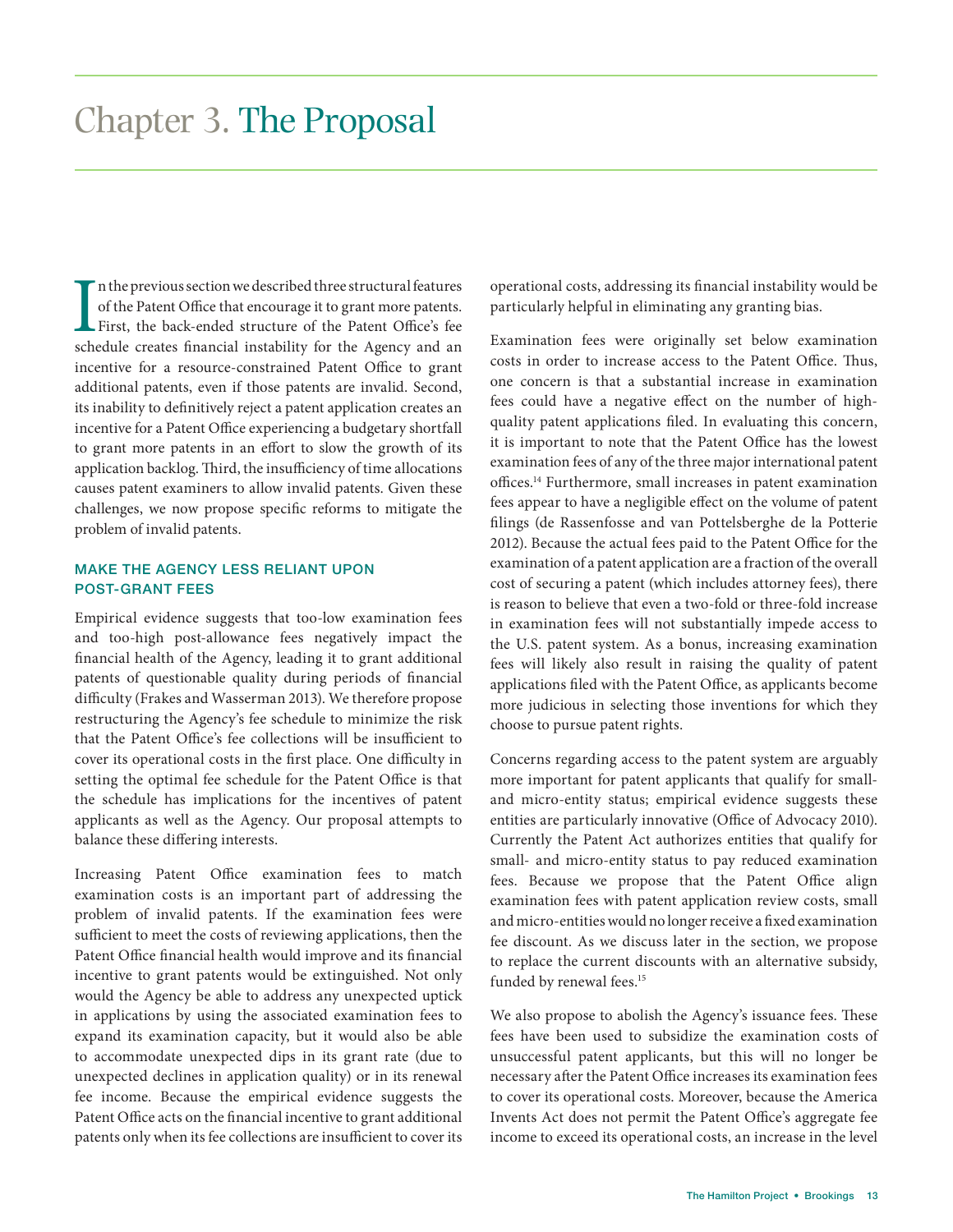# Chapter 3. The Proposal

In the previous section we described three structural features of the Patent Office that encourage it to grant more patents. First, the back-ended structure of the Patent Office's fee schedule creates financial instability for the Agency and an incentive for a resource-constrained Patent Office to grant additional patents, even if those patents are invalid. Second, its inability to definitively reject a patent application creates an incentive for a Patent Office experiencing a budgetary shortfall to grant more patents in an effort to slow the growth of its application backlog. Third, the insufficiency of time allocations causes patent examiners to allow invalid patents. Given these challenges, we now propose specific reforms to mitigate the problem of invalid patents.

## MAKE THE AGENCY LESS RELIANT UPON POST-GRANT FEES

Empirical evidence suggests that too-low examination fees and too-high post-allowance fees negatively impact the financial health of the Agency, leading it to grant additional patents of questionable quality during periods of financial difficulty (Frakes and Wasserman 2013). We therefore propose restructuring the Agency's fee schedule to minimize the risk that the Patent Office's fee collections will be insufficient to cover its operational costs in the first place. One difficulty in setting the optimal fee schedule for the Patent Office is that the schedule has implications for the incentives of patent applicants as well as the Agency. Our proposal attempts to balance these differing interests.

Increasing Patent Office examination fees to match examination costs is an important part of addressing the problem of invalid patents. If the examination fees were sufficient to meet the costs of reviewing applications, then the Patent Office financial health would improve and its financial incentive to grant patents would be extinguished. Not only would the Agency be able to address any unexpected uptick in applications by using the associated examination fees to expand its examination capacity, but it would also be able to accommodate unexpected dips in its grant rate (due to unexpected declines in application quality) or in its renewal fee income. Because the empirical evidence suggests the Patent Office acts on the financial incentive to grant additional patents only when its fee collections are insufficient to cover its operational costs, addressing its financial instability would be particularly helpful in eliminating any granting bias.

Examination fees were originally set below examination costs in order to increase access to the Patent Office. Thus, one concern is that a substantial increase in examination fees could have a negative effect on the number of high-quality patent applications filed. In evaluating this concern, it is important to note that the Patent Office has the lowest examination fees of any of the three major international patent offices.[14] Furthermore, small increases in patent examination fees appear to have a negligible effect on the volume of patent filings (de Rassenfosse and van Pottelsberghe de la Potterie 2012). Because the actual fees paid to the Patent Office for the examination of a patent application are a fraction of the overall cost of securing a patent (which includes attorney fees), there is reason to believe that even a two-fold or three-fold increase in examination fees will not substantially impede access to the U.S. patent system. As a bonus, increasing examination fees will likely also result in raising the quality of patent applications filed with the Patent Office, as applicants become more judicious in selecting those inventions for which they choose to pursue patent rights.

Concerns regarding access to the patent system are arguably more important for patent applicants that qualify for small- and micro-entity status; empirical evidence suggests these entities are particularly innovative (Office of Advocacy 2010). Currently the Patent Act authorizes entities that qualify for small- and micro-entity status to pay reduced examination fees. Because we propose that the Patent Office align examination fees with patent application review costs, small and micro-entities would no longer receive a fixed examination fee discount. As we discuss later in the section, we propose to replace the current discounts with an alternative subsidy, funded by renewal fees.[15]

We also propose to abolish the Agency's issuance fees. These fees have been used to subsidize the examination costs of unsuccessful patent applicants, but this will no longer be necessary after the Patent Office increases its examination fees to cover its operational costs. Moreover, because the America Invents Act does not permit the Patent Office's aggregate fee income to exceed its operational costs, an increase in the level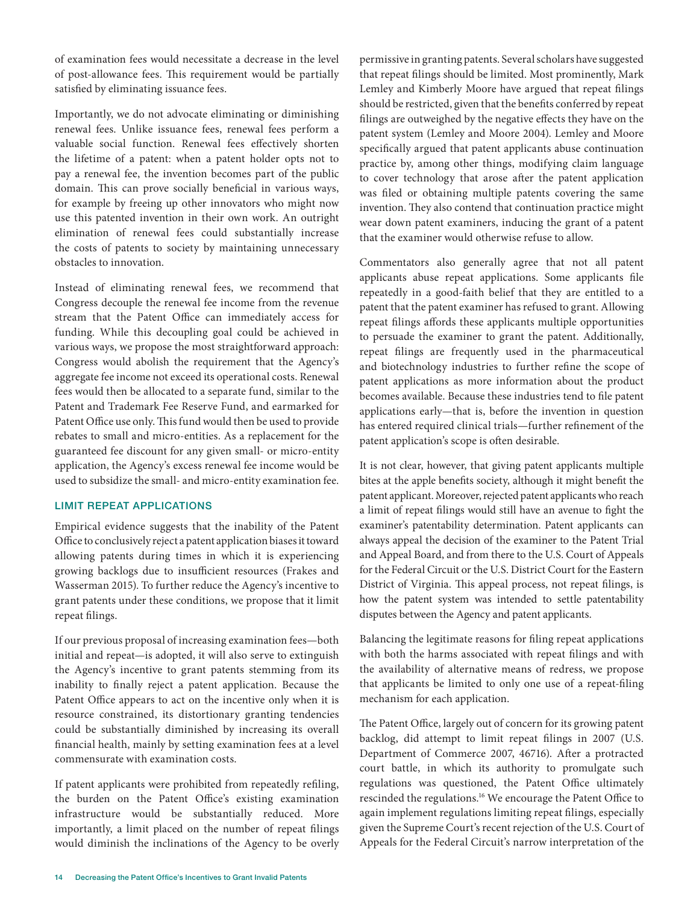of examination fees would necessitate a decrease in the level of post-allowance fees. This requirement would be partially satisfied by eliminating issuance fees.

Importantly, we do not advocate eliminating or diminishing renewal fees. Unlike issuance fees, renewal fees perform a valuable social function. Renewal fees effectively shorten the lifetime of a patent: when a patent holder opts not to pay a renewal fee, the invention becomes part of the public domain. This can prove socially beneficial in various ways, for example by freeing up other innovators who might now use this patented invention in their own work. An outright elimination of renewal fees could substantially increase the costs of patents to society by maintaining unnecessary obstacles to innovation.

Instead of eliminating renewal fees, we recommend that Congress decouple the renewal fee income from the revenue stream that the Patent Office can immediately access for funding. While this decoupling goal could be achieved in various ways, we propose the most straightforward approach: Congress would abolish the requirement that the Agency's aggregate fee income not exceed its operational costs. Renewal fees would then be allocated to a separate fund, similar to the Patent and Trademark Fee Reserve Fund, and earmarked for Patent Office use only. This fund would then be used to provide rebates to small and micro-entities. As a replacement for the guaranteed fee discount for any given small- or micro-entity application, the Agency's excess renewal fee income would be used to subsidize the small- and micro-entity examination fee.

### LIMIT REPEAT APPLICATIONS

Empirical evidence suggests that the inability of the Patent Office to conclusively reject a patent application biases it toward allowing patents during times in which it is experiencing growing backlogs due to insufficient resources (Frakes and Wasserman 2015). To further reduce the Agency's incentive to grant patents under these conditions, we propose that it limit repeat filings.

If our previous proposal of increasing examination fees—both initial and repeat—is adopted, it will also serve to extinguish the Agency's incentive to grant patents stemming from its inability to finally reject a patent application. Because the Patent Office appears to act on the incentive only when it is resource constrained, its distortionary granting tendencies could be substantially diminished by increasing its overall financial health, mainly by setting examination fees at a level commensurate with examination costs.

If patent applicants were prohibited from repeatedly refiling, the burden on the Patent Office's existing examination infrastructure would be substantially reduced. More importantly, a limit placed on the number of repeat filings would diminish the inclinations of the Agency to be overly permissive in granting patents. Several scholars have suggested that repeat filings should be limited. Most prominently, Mark Lemley and Kimberly Moore have argued that repeat filings should be restricted, given that the benefits conferred by repeat filings are outweighed by the negative effects they have on the patent system (Lemley and Moore 2004). Lemley and Moore specifically argued that patent applicants abuse continuation practice by, among other things, modifying claim language to cover technology that arose after the patent application was filed or obtaining multiple patents covering the same invention. They also contend that continuation practice might wear down patent examiners, inducing the grant of a patent that the examiner would otherwise refuse to allow.

Commentators also generally agree that not all patent applicants abuse repeat applications. Some applicants file repeatedly in a good-faith belief that they are entitled to a patent that the patent examiner has refused to grant. Allowing repeat filings affords these applicants multiple opportunities to persuade the examiner to grant the patent. Additionally, repeat filings are frequently used in the pharmaceutical and biotechnology industries to further refine the scope of patent applications as more information about the product becomes available. Because these industries tend to file patent applications early—that is, before the invention in question has entered required clinical trials—further refinement of the patent application's scope is often desirable.

It is not clear, however, that giving patent applicants multiple bites at the apple benefits society, although it might benefit the patent applicant. Moreover, rejected patent applicants who reach a limit of repeat filings would still have an avenue to fight the examiner's patentability determination. Patent applicants can always appeal the decision of the examiner to the Patent Trial and Appeal Board, and from there to the U.S. Court of Appeals for the Federal Circuit or the U.S. District Court for the Eastern District of Virginia. This appeal process, not repeat filings, is how the patent system was intended to settle patentability disputes between the Agency and patent applicants.

Balancing the legitimate reasons for filing repeat applications with both the harms associated with repeat filings and with the availability of alternative means of redress, we propose that applicants be limited to only one use of a repeat-filing mechanism for each application.

The Patent Office, largely out of concern for its growing patent backlog, did attempt to limit repeat filings in 2007 (U.S. Department of Commerce 2007, 46716). After a protracted court battle, in which its authority to promulgate such regulations was questioned, the Patent Office ultimately rescinded the regulations.[16] We encourage the Patent Office to again implement regulations limiting repeat filings, especially given the Supreme Court's recent rejection of the U.S. Court of Appeals for the Federal Circuit's narrow interpretation of the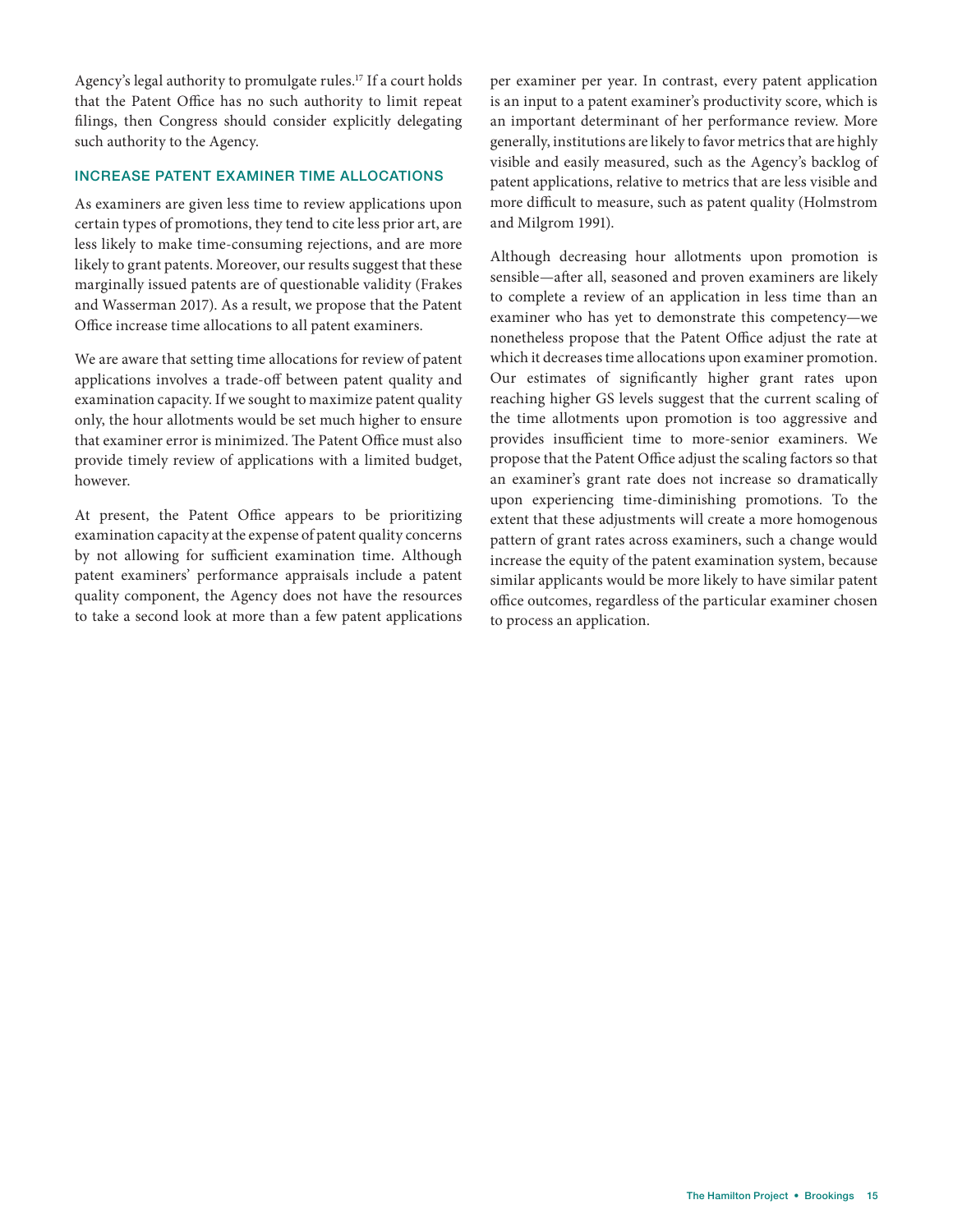Agency's legal authority to promulgate rules.[17] If a court holds that the Patent Office has no such authority to limit repeat filings, then Congress should consider explicitly delegating such authority to the Agency.

## INCREASE PATENT EXAMINER TIME ALLOCATIONS

As examiners are given less time to review applications upon certain types of promotions, they tend to cite less prior art, are less likely to make time-consuming rejections, and are more likely to grant patents. Moreover, our results suggest that these marginally issued patents are of questionable validity (Frakes and Wasserman 2017). As a result, we propose that the Patent Office increase time allocations to all patent examiners.

We are aware that setting time allocations for review of patent applications involves a trade-off between patent quality and examination capacity. If we sought to maximize patent quality only, the hour allotments would be set much higher to ensure that examiner error is minimized. The Patent Office must also provide timely review of applications with a limited budget, however.

At present, the Patent Office appears to be prioritizing examination capacity at the expense of patent quality concerns by not allowing for sufficient examination time. Although patent examiners' performance appraisals include a patent quality component, the Agency does not have the resources to take a second look at more than a few patent applications per examiner per year. In contrast, every patent application is an input to a patent examiner's productivity score, which is an important determinant of her performance review. More generally, institutions are likely to favor metrics that are highly visible and easily measured, such as the Agency's backlog of patent applications, relative to metrics that are less visible and more difficult to measure, such as patent quality (Holmstrom and Milgrom 1991).

Although decreasing hour allotments upon promotion is sensible—after all, seasoned and proven examiners are likely to complete a review of an application in less time than an examiner who has yet to demonstrate this competency—we nonetheless propose that the Patent Office adjust the rate at which it decreases time allocations upon examiner promotion. Our estimates of significantly higher grant rates upon reaching higher GS levels suggest that the current scaling of the time allotments upon promotion is too aggressive and provides insufficient time to more-senior examiners. We propose that the Patent Office adjust the scaling factors so that an examiner's grant rate does not increase so dramatically upon experiencing time-diminishing promotions. To the extent that these adjustments will create a more homogenous pattern of grant rates across examiners, such a change would increase the equity of the patent examination system, because similar applicants would be more likely to have similar patent office outcomes, regardless of the particular examiner chosen to process an application.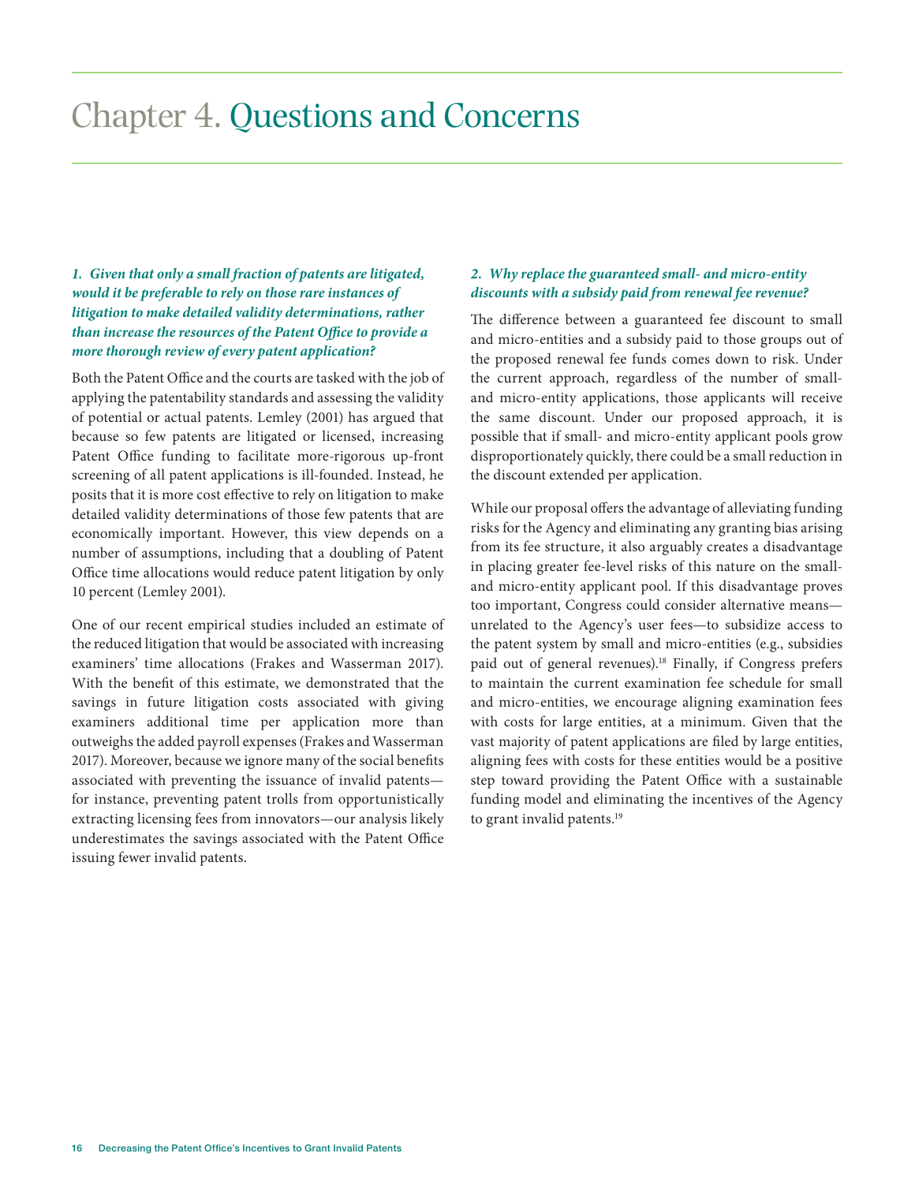# Chapter 4. Questions and Concerns

***1. Given that only a small fraction of patents are litigated, would it be preferable to rely on those rare instances of litigation to make detailed validity determinations, rather than increase the resources of the Patent Office to provide a more thorough review of every patent application?***

Both the Patent Office and the courts are tasked with the job of applying the patentability standards and assessing the validity of potential or actual patents. Lemley (2001) has argued that because so few patents are litigated or licensed, increasing Patent Office funding to facilitate more-rigorous up-front screening of all patent applications is ill-founded. Instead, he posits that it is more cost effective to rely on litigation to make detailed validity determinations of those few patents that are economically important. However, this view depends on a number of assumptions, including that a doubling of Patent Office time allocations would reduce patent litigation by only 10 percent (Lemley 2001).

One of our recent empirical studies included an estimate of the reduced litigation that would be associated with increasing examiners' time allocations (Frakes and Wasserman 2017). With the benefit of this estimate, we demonstrated that the savings in future litigation costs associated with giving examiners additional time per application more than outweighs the added payroll expenses (Frakes and Wasserman 2017). Moreover, because we ignore many of the social benefits associated with preventing the issuance of invalid patents—for instance, preventing patent trolls from opportunistically extracting licensing fees from innovators—our analysis likely underestimates the savings associated with the Patent Office issuing fewer invalid patents.

***2. Why replace the guaranteed small- and micro-entity discounts with a subsidy paid from renewal fee revenue?***

The difference between a guaranteed fee discount to small and micro-entities and a subsidy paid to those groups out of the proposed renewal fee funds comes down to risk. Under the current approach, regardless of the number of small- and micro-entity applications, those applicants will receive the same discount. Under our proposed approach, it is possible that if small- and micro-entity applicant pools grow disproportionately quickly, there could be a small reduction in the discount extended per application.

While our proposal offers the advantage of alleviating funding risks for the Agency and eliminating any granting bias arising from its fee structure, it also arguably creates a disadvantage in placing greater fee-level risks of this nature on the small- and micro-entity applicant pool. If this disadvantage proves too important, Congress could consider alternative means—unrelated to the Agency's user fees—to subsidize access to the patent system by small and micro-entities (e.g., subsidies paid out of general revenues).[18] Finally, if Congress prefers to maintain the current examination fee schedule for small and micro-entities, we encourage aligning examination fees with costs for large entities, at a minimum. Given that the vast majority of patent applications are filed by large entities, aligning fees with costs for these entities would be a positive step toward providing the Patent Office with a sustainable funding model and eliminating the incentives of the Agency to grant invalid patents.[19]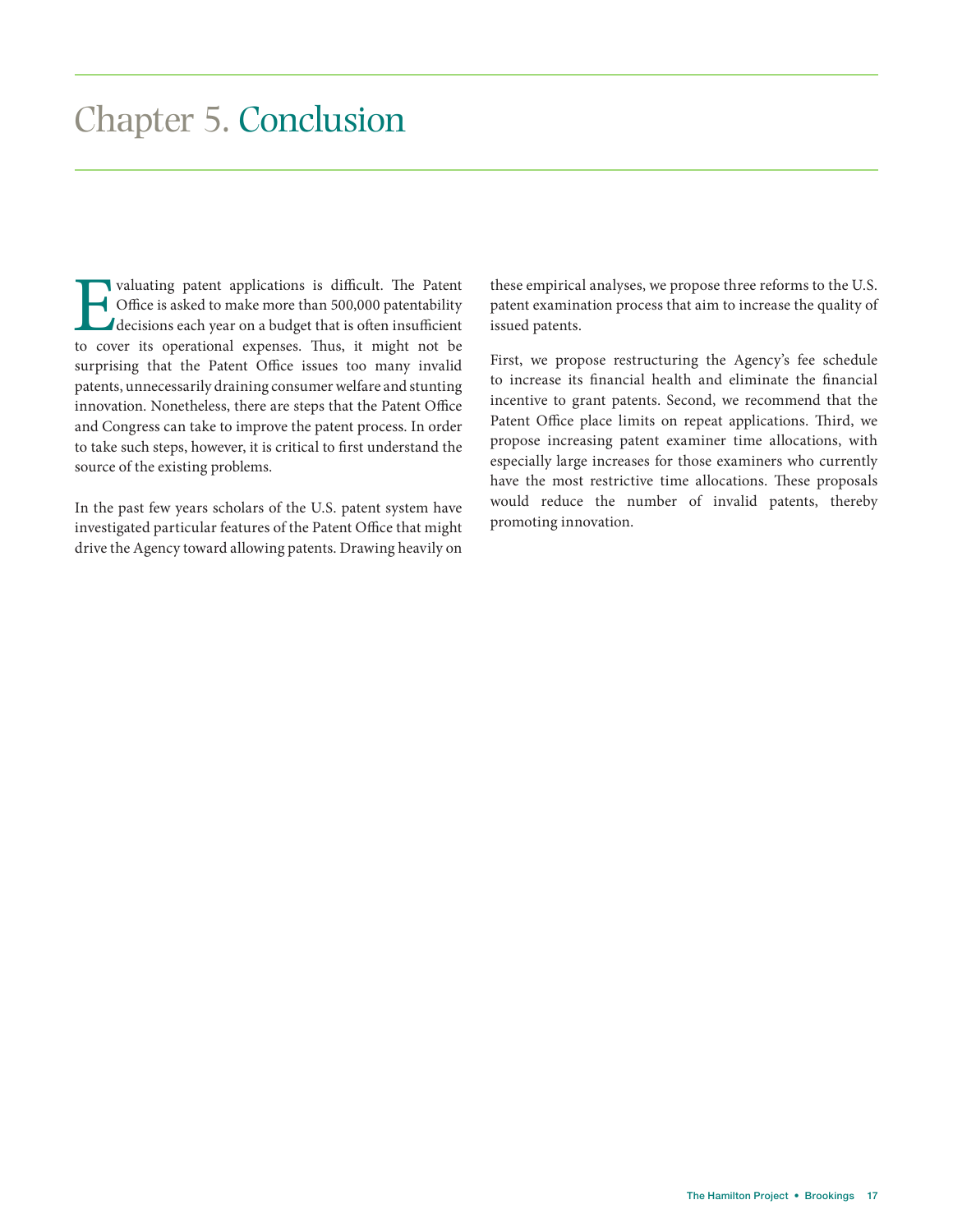# Chapter 5. Conclusion

Evaluating patent applications is difficult. The Patent Office is asked to make more than 500,000 patentability decisions each year on a budget that is often insufficient to cover its operational expenses. Thus, it might not be surprising that the Patent Office issues too many invalid patents, unnecessarily draining consumer welfare and stunting innovation. Nonetheless, there are steps that the Patent Office and Congress can take to improve the patent process. In order to take such steps, however, it is critical to first understand the source of the existing problems.

In the past few years scholars of the U.S. patent system have investigated particular features of the Patent Office that might drive the Agency toward allowing patents. Drawing heavily on these empirical analyses, we propose three reforms to the U.S. patent examination process that aim to increase the quality of issued patents.

First, we propose restructuring the Agency's fee schedule to increase its financial health and eliminate the financial incentive to grant patents. Second, we recommend that the Patent Office place limits on repeat applications. Third, we propose increasing patent examiner time allocations, with especially large increases for those examiners who currently have the most restrictive time allocations. These proposals would reduce the number of invalid patents, thereby promoting innovation.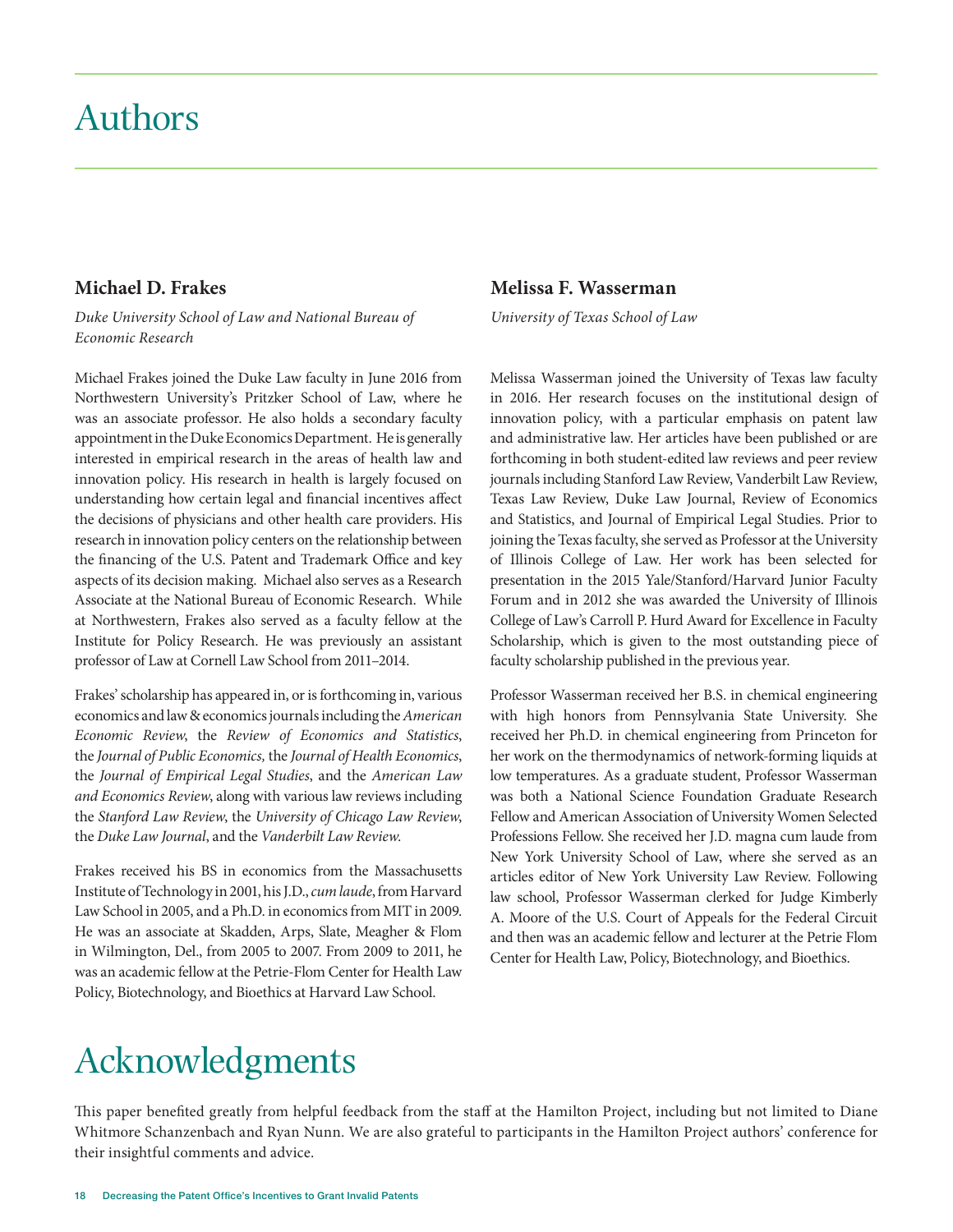# Authors

### Michael D. Frakes

*Duke University School of Law and National Bureau of Economic Research*

Michael Frakes joined the Duke Law faculty in June 2016 from Northwestern University's Pritzker School of Law, where he was an associate professor. He also holds a secondary faculty appointment in the Duke Economics Department. He is generally interested in empirical research in the areas of health law and innovation policy. His research in health is largely focused on understanding how certain legal and financial incentives affect the decisions of physicians and other health care providers. His research in innovation policy centers on the relationship between the financing of the U.S. Patent and Trademark Office and key aspects of its decision making. Michael also serves as a Research Associate at the National Bureau of Economic Research. While at Northwestern, Frakes also served as a faculty fellow at the Institute for Policy Research. He was previously an assistant professor of Law at Cornell Law School from 2011–2014.

Frakes' scholarship has appeared in, or is forthcoming in, various economics and law & economics journals including the *American Economic Review*, the *Review of Economics and Statistics*, the *Journal of Public Economics,* the *Journal of Health Economics*, the *Journal of Empirical Legal Studies*, and the *American Law and Economics Review*, along with various law reviews including the *Stanford Law Review*, the *University of Chicago Law Review*, the *Duke Law Journal*, and the *Vanderbilt Law Review*.

Frakes received his BS in economics from the Massachusetts Institute of Technology in 2001, his J.D., *cum laude*, from Harvard Law School in 2005, and a Ph.D. in economics from MIT in 2009. He was an associate at Skadden, Arps, Slate, Meagher & Flom in Wilmington, Del., from 2005 to 2007. From 2009 to 2011, he was an academic fellow at the Petrie-Flom Center for Health Law Policy, Biotechnology, and Bioethics at Harvard Law School.

### Melissa F. Wasserman

*University of Texas School of Law*

Melissa Wasserman joined the University of Texas law faculty in 2016. Her research focuses on the institutional design of innovation policy, with a particular emphasis on patent law and administrative law. Her articles have been published or are forthcoming in both student-edited law reviews and peer review journals including Stanford Law Review, Vanderbilt Law Review, Texas Law Review, Duke Law Journal, Review of Economics and Statistics, and Journal of Empirical Legal Studies. Prior to joining the Texas faculty, she served as Professor at the University of Illinois College of Law. Her work has been selected for presentation in the 2015 Yale/Stanford/Harvard Junior Faculty Forum and in 2012 she was awarded the University of Illinois College of Law's Carroll P. Hurd Award for Excellence in Faculty Scholarship, which is given to the most outstanding piece of faculty scholarship published in the previous year.

Professor Wasserman received her B.S. in chemical engineering with high honors from Pennsylvania State University. She received her Ph.D. in chemical engineering from Princeton for her work on the thermodynamics of network-forming liquids at low temperatures. As a graduate student, Professor Wasserman was both a National Science Foundation Graduate Research Fellow and American Association of University Women Selected Professions Fellow. She received her J.D. magna cum laude from New York University School of Law, where she served as an articles editor of New York University Law Review. Following law school, Professor Wasserman clerked for Judge Kimberly A. Moore of the U.S. Court of Appeals for the Federal Circuit and then was an academic fellow and lecturer at the Petrie Flom Center for Health Law, Policy, Biotechnology, and Bioethics.

# Acknowledgments

This paper benefited greatly from helpful feedback from the staff at the Hamilton Project, including but not limited to Diane Whitmore Schanzenbach and Ryan Nunn. We are also grateful to participants in the Hamilton Project authors' conference for their insightful comments and advice.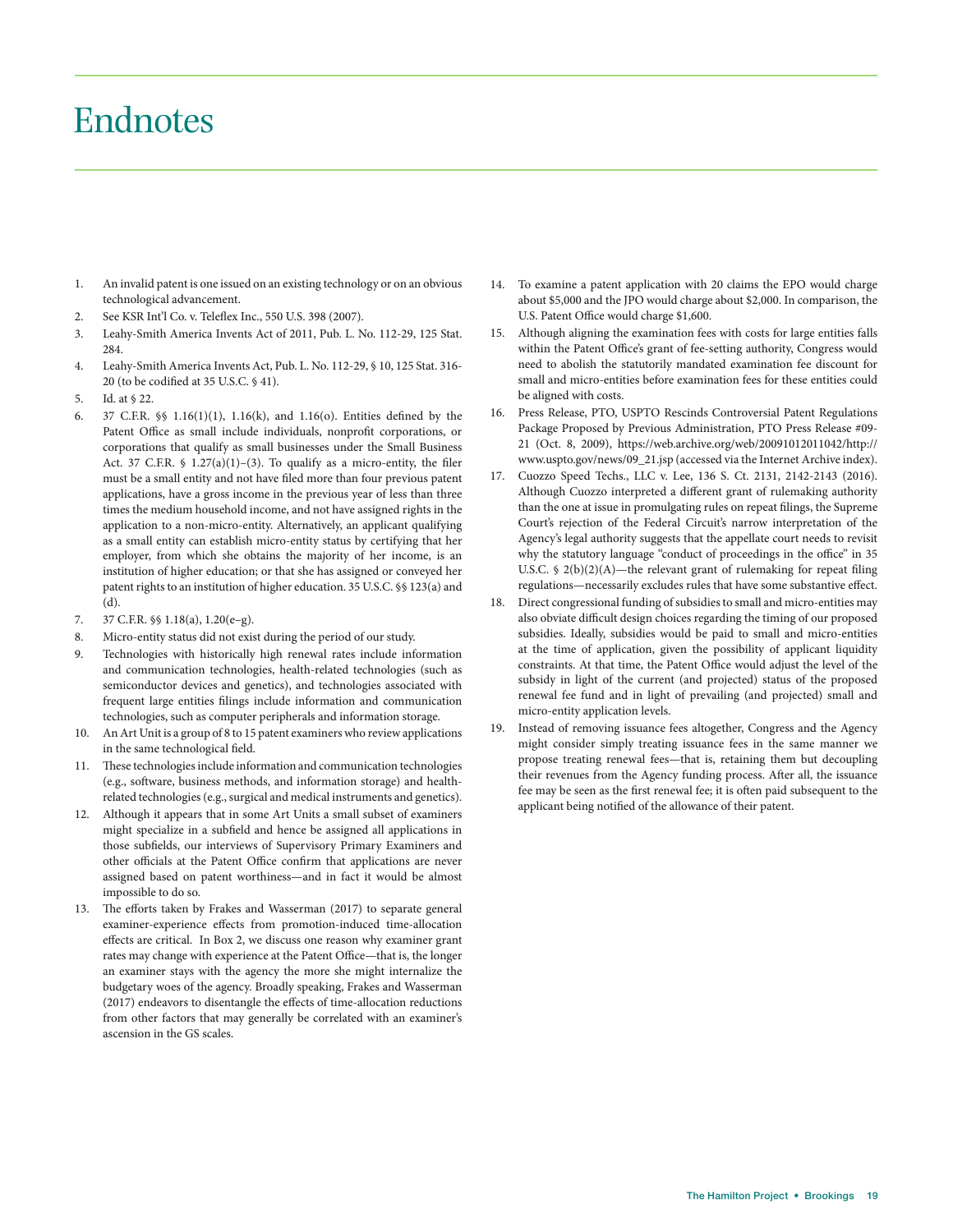# Endnotes

1. An invalid patent is one issued on an existing technology or on an obvious technological advancement.
2. See KSR Int'l Co. v. Teleflex Inc., 550 U.S. 398 (2007).
3. Leahy-Smith America Invents Act of 2011, Pub. L. No. 112-29, 125 Stat. 284.
4. Leahy-Smith America Invents Act, Pub. L. No. 112-29, § 10, 125 Stat. 316-20 (to be codified at 35 U.S.C. § 41).
5. Id. at § 22.
6. 37 C.F.R. §§ 1.16(1)(1), 1.16(k), and 1.16(o). Entities defined by the Patent Office as small include individuals, nonprofit corporations, or corporations that qualify as small businesses under the Small Business Act. 37 C.F.R. § 1.27(a)(1)–(3). To qualify as a micro-entity, the filer must be a small entity and not have filed more than four previous patent applications, have a gross income in the previous year of less than three times the medium household income, and not have assigned rights in the application to a non-micro-entity. Alternatively, an applicant qualifying as a small entity can establish micro-entity status by certifying that her employer, from which she obtains the majority of her income, is an institution of higher education; or that she has assigned or conveyed her patent rights to an institution of higher education. 35 U.S.C. §§ 123(a) and (d).
7. 37 C.F.R. §§ 1.18(a), 1.20(e–g).
8. Micro-entity status did not exist during the period of our study.
9. Technologies with historically high renewal rates include information and communication technologies, health-related technologies (such as semiconductor devices and genetics), and technologies associated with frequent large entities filings include information and communication technologies, such as computer peripherals and information storage.
10. An Art Unit is a group of 8 to 15 patent examiners who review applications in the same technological field.
11. These technologies include information and communication technologies (e.g., software, business methods, and information storage) and health-related technologies (e.g., surgical and medical instruments and genetics).
12. Although it appears that in some Art Units a small subset of examiners might specialize in a subfield and hence be assigned all applications in those subfields, our interviews of Supervisory Primary Examiners and other officials at the Patent Office confirm that applications are never assigned based on patent worthiness—and in fact it would be almost impossible to do so.
13. The efforts taken by Frakes and Wasserman (2017) to separate general examiner-experience effects from promotion-induced time-allocation effects are critical. In Box 2, we discuss one reason why examiner grant rates may change with experience at the Patent Office—that is, the longer an examiner stays with the agency the more she might internalize the budgetary woes of the agency. Broadly speaking, Frakes and Wasserman (2017) endeavors to disentangle the effects of time-allocation reductions from other factors that may generally be correlated with an examiner's ascension in the GS scales.
14. To examine a patent application with 20 claims the EPO would charge about $5,000 and the JPO would charge about $2,000. In comparison, the U.S. Patent Office would charge $1,600.
15. Although aligning the examination fees with costs for large entities falls within the Patent Office's grant of fee-setting authority, Congress would need to abolish the statutorily mandated examination fee discount for small and micro-entities before examination fees for these entities could be aligned with costs.
16. Press Release, PTO, USPTO Rescinds Controversial Patent Regulations Package Proposed by Previous Administration, PTO Press Release #09-21 (Oct. 8, 2009), https://web.archive.org/web/20091012011042/http://www.uspto.gov/news/09_21.jsp (accessed via the Internet Archive index).
17. Cuozzo Speed Techs., LLC v. Lee, 136 S. Ct. 2131, 2142-2143 (2016). Although Cuozzo interpreted a different grant of rulemaking authority than the one at issue in promulgating rules on repeat filings, the Supreme Court's rejection of the Federal Circuit's narrow interpretation of the Agency's legal authority suggests that the appellate court needs to revisit why the statutory language "conduct of proceedings in the office" in 35 U.S.C. § 2(b)(2)(A)—the relevant grant of rulemaking for repeat filing regulations—necessarily excludes rules that have some substantive effect.
18. Direct congressional funding of subsidies to small and micro-entities may also obviate difficult design choices regarding the timing of our proposed subsidies. Ideally, subsidies would be paid to small and micro-entities at the time of application, given the possibility of applicant liquidity constraints. At that time, the Patent Office would adjust the level of the subsidy in light of the current (and projected) status of the proposed renewal fee fund and in light of prevailing (and projected) small and micro-entity application levels.
19. Instead of removing issuance fees altogether, Congress and the Agency might consider simply treating issuance fees in the same manner we propose treating renewal fees—that is, retaining them but decoupling their revenues from the Agency funding process. After all, the issuance fee may be seen as the first renewal fee; it is often paid subsequent to the applicant being notified of the allowance of their patent.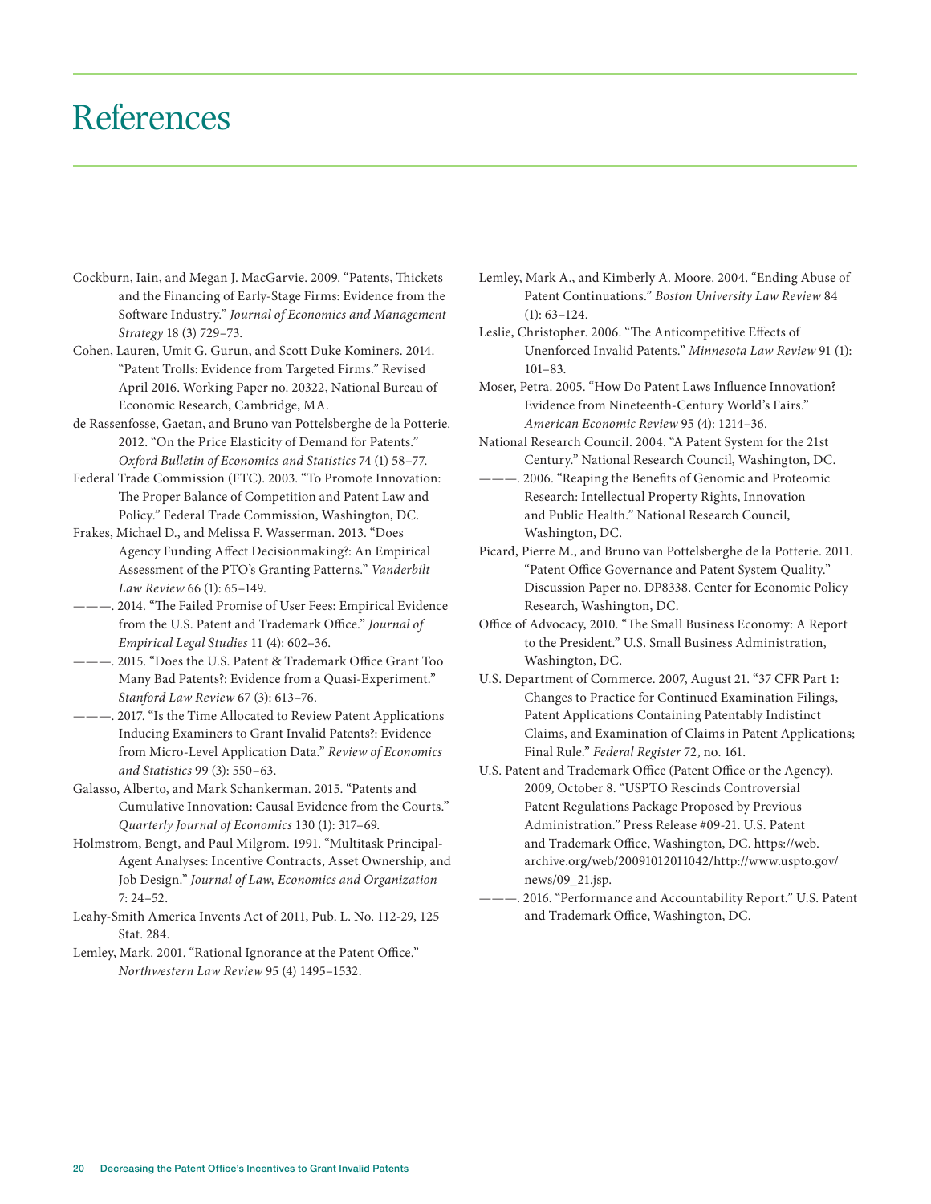# References

Cockburn, Iain, and Megan J. MacGarvie. 2009. "Patents, Thickets and the Financing of Early-Stage Firms: Evidence from the Software Industry." *Journal of Economics and Management Strategy* 18 (3) 729–73.

Cohen, Lauren, Umit G. Gurun, and Scott Duke Kominers. 2014. "Patent Trolls: Evidence from Targeted Firms." Revised April 2016. Working Paper no. 20322, National Bureau of Economic Research, Cambridge, MA.

de Rassenfosse, Gaetan, and Bruno van Pottelsberghe de la Potterie. 2012. "On the Price Elasticity of Demand for Patents." *Oxford Bulletin of Economics and Statistics* 74 (1) 58–77.

Federal Trade Commission (FTC). 2003. "To Promote Innovation: The Proper Balance of Competition and Patent Law and Policy." Federal Trade Commission, Washington, DC.

Frakes, Michael D., and Melissa F. Wasserman. 2013. "Does Agency Funding Affect Decisionmaking?: An Empirical Assessment of the PTO's Granting Patterns." *Vanderbilt Law Review* 66 (1): 65–149.

———. 2014. "The Failed Promise of User Fees: Empirical Evidence from the U.S. Patent and Trademark Office." *Journal of Empirical Legal Studies* 11 (4): 602–36.

———. 2015. "Does the U.S. Patent & Trademark Office Grant Too Many Bad Patents?: Evidence from a Quasi-Experiment." *Stanford Law Review* 67 (3): 613–76.

———. 2017. "Is the Time Allocated to Review Patent Applications Inducing Examiners to Grant Invalid Patents?: Evidence from Micro-Level Application Data." *Review of Economics and Statistics* 99 (3): 550–63.

Galasso, Alberto, and Mark Schankerman. 2015. "Patents and Cumulative Innovation: Causal Evidence from the Courts." *Quarterly Journal of Economics* 130 (1): 317–69.

Holmstrom, Bengt, and Paul Milgrom. 1991. "Multitask Principal-Agent Analyses: Incentive Contracts, Asset Ownership, and Job Design." *Journal of Law, Economics and Organization* 7: 24–52.

Leahy-Smith America Invents Act of 2011, Pub. L. No. 112-29, 125 Stat. 284.

Lemley, Mark. 2001. "Rational Ignorance at the Patent Office." *Northwestern Law Review* 95 (4) 1495–1532.

Lemley, Mark A., and Kimberly A. Moore. 2004. "Ending Abuse of Patent Continuations." *Boston University Law Review* 84 (1): 63–124.

Leslie, Christopher. 2006. "The Anticompetitive Effects of Unenforced Invalid Patents." *Minnesota Law Review* 91 (1): 101–83.

Moser, Petra. 2005. "How Do Patent Laws Influence Innovation? Evidence from Nineteenth-Century World's Fairs." *American Economic Review* 95 (4): 1214–36.

National Research Council. 2004. "A Patent System for the 21st Century." National Research Council, Washington, DC.

———. 2006. "Reaping the Benefits of Genomic and Proteomic Research: Intellectual Property Rights, Innovation and Public Health." National Research Council, Washington, DC.

Picard, Pierre M., and Bruno van Pottelsberghe de la Potterie. 2011. "Patent Office Governance and Patent System Quality." Discussion Paper no. DP8338. Center for Economic Policy Research, Washington, DC.

Office of Advocacy, 2010. "The Small Business Economy: A Report to the President." U.S. Small Business Administration, Washington, DC.

U.S. Department of Commerce. 2007, August 21. "37 CFR Part 1: Changes to Practice for Continued Examination Filings, Patent Applications Containing Patentably Indistinct Claims, and Examination of Claims in Patent Applications; Final Rule." *Federal Register* 72, no. 161.

U.S. Patent and Trademark Office (Patent Office or the Agency). 2009, October 8. "USPTO Rescinds Controversial Patent Regulations Package Proposed by Previous Administration." Press Release #09-21. U.S. Patent and Trademark Office, Washington, DC. https://web.archive.org/web/20091012011042/http://www.uspto.gov/news/09_21.jsp.

———. 2016. "Performance and Accountability Report." U.S. Patent and Trademark Office, Washington, DC.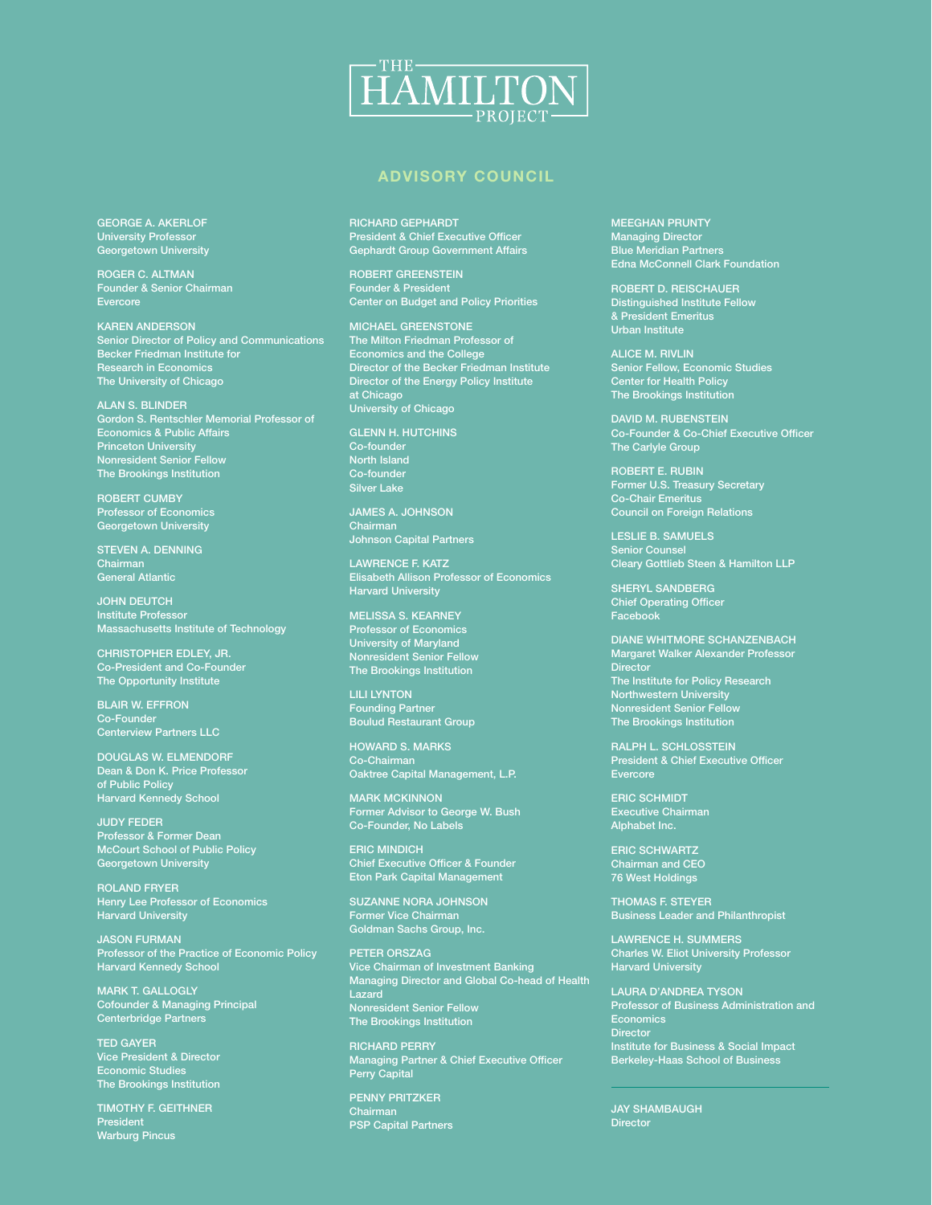# THE HAMILTON PROJECT

## ADVISORY COUNCIL

GEORGE A. AKERLOF
University Professor
Georgetown University

ROGER C. ALTMAN
Founder & Senior Chairman
Evercore

KAREN ANDERSON
Senior Director of Policy and Communications
Becker Friedman Institute for
Research in Economics
The University of Chicago

ALAN S. BLINDER
Gordon S. Rentschler Memorial Professor of
Economics & Public Affairs
Princeton University
Nonresident Senior Fellow
The Brookings Institution

ROBERT CUMBY
Professor of Economics
Georgetown University

STEVEN A. DENNING
Chairman
General Atlantic

JOHN DEUTCH
Institute Professor
Massachusetts Institute of Technology

CHRISTOPHER EDLEY, JR.
Co-President and Co-Founder
The Opportunity Institute

BLAIR W. EFFRON
Co-Founder
Centerview Partners LLC

DOUGLAS W. ELMENDORF
Dean & Don K. Price Professor
of Public Policy
Harvard Kennedy School

JUDY FEDER
Professor & Former Dean
McCourt School of Public Policy
Georgetown University

ROLAND FRYER
Henry Lee Professor of Economics
Harvard University

JASON FURMAN
Professor of the Practice of Economic Policy
Harvard Kennedy School

MARK T. GALLOGLY
Cofounder & Managing Principal
Centerbridge Partners

TED GAYER
Vice President & Director
Economic Studies
The Brookings Institution

TIMOTHY F. GEITHNER
President
Warburg Pincus

RICHARD GEPHARDT
President & Chief Executive Officer
Gephardt Group Government Affairs

ROBERT GREENSTEIN
Founder & President
Center on Budget and Policy Priorities

MICHAEL GREENSTONE
The Milton Friedman Professor of
Economics and the College
Director of the Becker Friedman Institute
Director of the Energy Policy Institute
at Chicago
University of Chicago

GLENN H. HUTCHINS
Co-founder
North Island
Co-founder
Silver Lake

JAMES A. JOHNSON
Chairman
Johnson Capital Partners

LAWRENCE F. KATZ
Elisabeth Allison Professor of Economics
Harvard University

MELISSA S. KEARNEY
Professor of Economics
University of Maryland
Nonresident Senior Fellow
The Brookings Institution

LILI LYNTON
Founding Partner
Boulud Restaurant Group

HOWARD S. MARKS
Co-Chairman
Oaktree Capital Management, L.P.

MARK MCKINNON
Former Advisor to George W. Bush
Co-Founder, No Labels

ERIC MINDICH
Chief Executive Officer & Founder
Eton Park Capital Management

SUZANNE NORA JOHNSON
Former Vice Chairman
Goldman Sachs Group, Inc.

PETER ORSZAG
Vice Chairman of Investment Banking
Managing Director and Global Co-head of Health
Lazard
Nonresident Senior Fellow
The Brookings Institution

RICHARD PERRY
Managing Partner & Chief Executive Officer
Perry Capital

PENNY PRITZKER
Chairman
PSP Capital Partners

MEEGHAN PRUNTY
Managing Director
Blue Meridian Partners
Edna McConnell Clark Foundation

ROBERT D. REISCHAUER
Distinguished Institute Fellow
& President Emeritus
Urban Institute

ALICE M. RIVLIN
Senior Fellow, Economic Studies
Center for Health Policy
The Brookings Institution

DAVID M. RUBENSTEIN
Co-Founder & Co-Chief Executive Officer
The Carlyle Group

ROBERT E. RUBIN
Former U.S. Treasury Secretary
Co-Chair Emeritus
Council on Foreign Relations

LESLIE B. SAMUELS
Senior Counsel
Cleary Gottlieb Steen & Hamilton LLP

SHERYL SANDBERG
Chief Operating Officer
Facebook

DIANE WHITMORE SCHANZENBACH
Margaret Walker Alexander Professor
Director
The Institute for Policy Research
Northwestern University
Nonresident Senior Fellow
The Brookings Institution

RALPH L. SCHLOSSTEIN
President & Chief Executive Officer
Evercore

ERIC SCHMIDT
Executive Chairman
Alphabet Inc.

ERIC SCHWARTZ
Chairman and CEO
76 West Holdings

THOMAS F. STEYER
Business Leader and Philanthropist

LAWRENCE H. SUMMERS
Charles W. Eliot University Professor
Harvard University

LAURA D'ANDREA TYSON
Professor of Business Administration and
Economics
Director
Institute for Business & Social Impact
Berkeley-Haas School of Business

---

JAY SHAMBAUGH
Director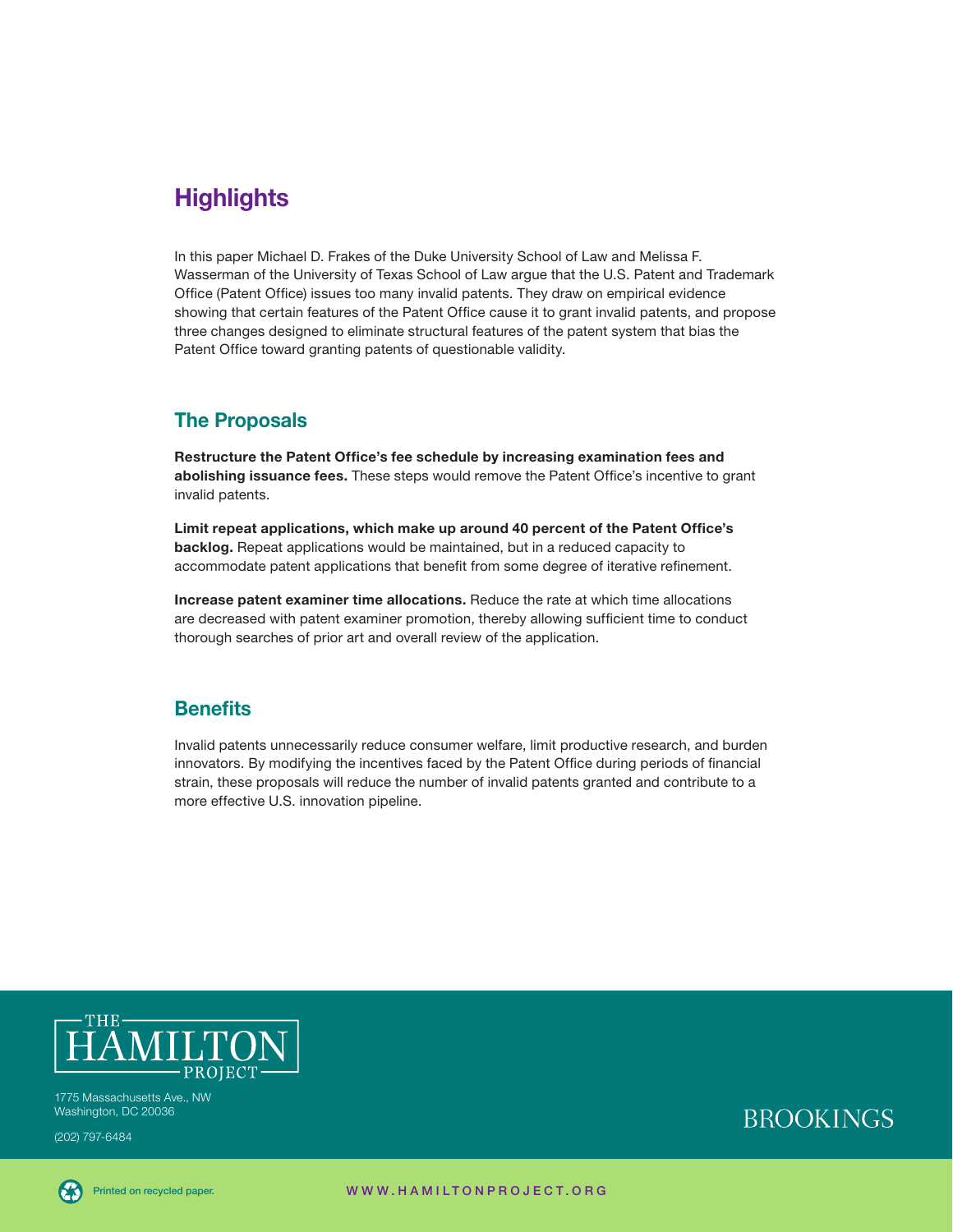## Highlights

In this paper Michael D. Frakes of the Duke University School of Law and Melissa F. Wasserman of the University of Texas School of Law argue that the U.S. Patent and Trademark Office (Patent Office) issues too many invalid patents. They draw on empirical evidence showing that certain features of the Patent Office cause it to grant invalid patents, and propose three changes designed to eliminate structural features of the patent system that bias the Patent Office toward granting patents of questionable validity.

### The Proposals

**Restructure the Patent Office's fee schedule by increasing examination fees and abolishing issuance fees.** These steps would remove the Patent Office's incentive to grant invalid patents.

**Limit repeat applications, which make up around 40 percent of the Patent Office's backlog.** Repeat applications would be maintained, but in a reduced capacity to accommodate patent applications that benefit from some degree of iterative refinement.

**Increase patent examiner time allocations.** Reduce the rate at which time allocations are decreased with patent examiner promotion, thereby allowing sufficient time to conduct thorough searches of prior art and overall review of the application.

### Benefits

Invalid patents unnecessarily reduce consumer welfare, limit productive research, and burden innovators. By modifying the incentives faced by the Patent Office during periods of financial strain, these proposals will reduce the number of invalid patents granted and contribute to a more effective U.S. innovation pipeline.

THE HAMILTON PROJECT

1775 Massachusetts Ave., NW
Washington, DC 20036

(202) 797-6484

BROOKINGS

Printed on recycled paper.

WWW.HAMILTONPROJECT.ORG